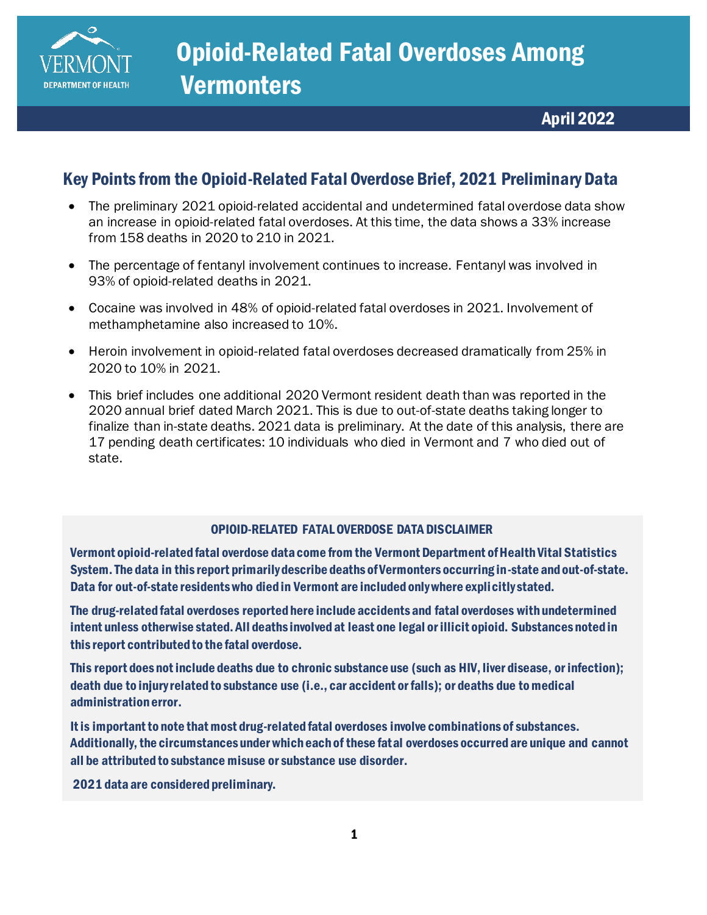VERMONT DEPARTMENT OF HEALTH

# Opioid-Related Fatal Overdoses Among Vermonters

**April 2022**

## Key Points from the Opioid-Related Fatal Overdose Brief, 2021 Preliminary Data

- The preliminary 2021 opioid-related accidental and undetermined fatal overdose data show an increase in opioid-related fatal overdoses. At this time, the data shows a 33% increase from 158 deaths in 2020 to 210 in 2021.
- The percentage of fentanyl involvement continues to increase. Fentanyl was involved in 93% of opioid-related deaths in 2021.
- Cocaine was involved in 48% of opioid-related fatal overdoses in 2021. Involvement of methamphetamine also increased to 10%.
- Heroin involvement in opioid-related fatal overdoses decreased dramatically from 25% in 2020 to 10% in 2021.
- This brief includes one additional 2020 Vermont resident death than was reported in the 2020 annual brief dated March 2021. This is due to out-of-state deaths taking longer to finalize than in-state deaths. 2021 data is preliminary. At the date of this analysis, there are 17 pending death certificates: 10 individuals who died in Vermont and 7 who died out of state.

### OPIOID-RELATED FATAL OVERDOSE DATA DISCLAIMER

**Vermont opioid-related fatal overdose data come from the Vermont Department of Health Vital Statistics System. The data in this report primarily describe deaths of Vermonters occurring in-state and out-of-state. Data for out-of-state residents who died in Vermont are included only where explicitly stated.**

**The drug-related fatal overdoses reported here include accidents and fatal overdoses with undetermined intent unless otherwise stated. All deaths involved at least one legal or illicit opioid. Substances noted in this report contributed to the fatal overdose.**

**This report does not include deaths due to chronic substance use (such as HIV, liver disease, or infection); death due to injury related to substance use (i.e., car accident or falls); or deaths due to medical administration error.**

**It is important to note that most drug-related fatal overdoses involve combinations of substances. Additionally, the circumstances under which each of these fatal overdoses occurred are unique and cannot all be attributed to substance misuse or substance use disorder.**

**2021 data are considered preliminary.**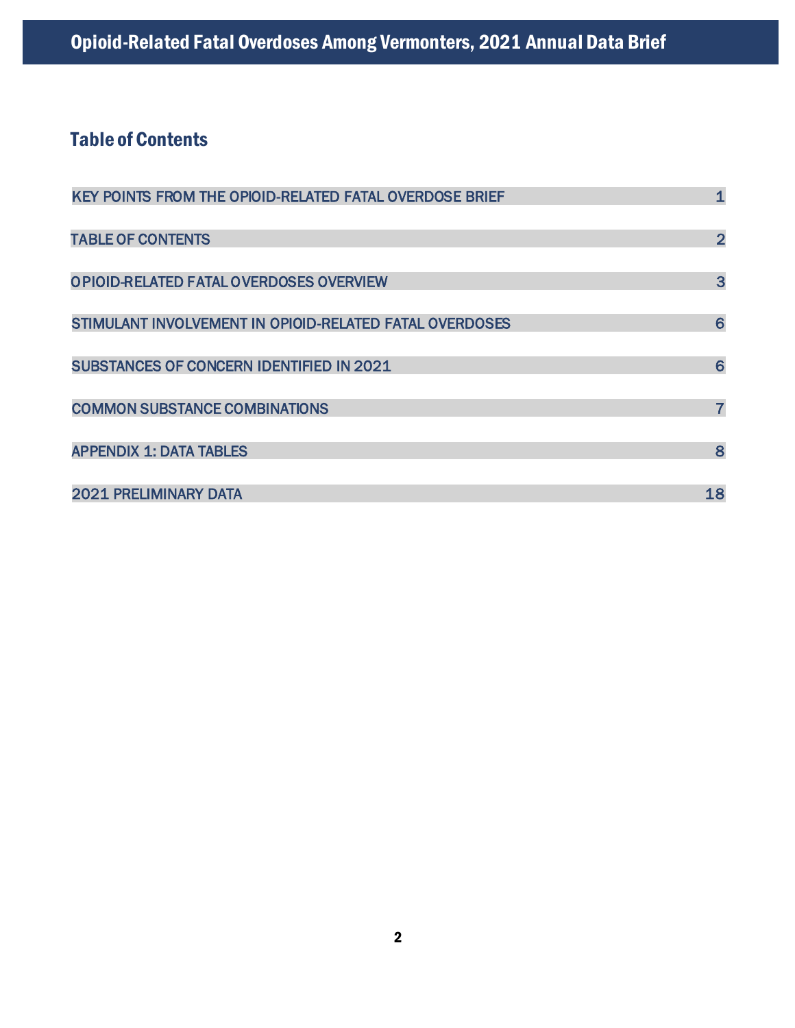# Opioid-Related Fatal Overdoses Among Vermonters, 2021 Annual Data Brief

## Table of Contents

| | |
|---|---|
| KEY POINTS FROM THE OPIOID-RELATED FATAL OVERDOSE BRIEF | 1 |
| TABLE OF CONTENTS | 2 |
| OPIOID-RELATED FATAL OVERDOSES OVERVIEW | 3 |
| STIMULANT INVOLVEMENT IN OPIOID-RELATED FATAL OVERDOSES | 6 |
| SUBSTANCES OF CONCERN IDENTIFIED IN 2021 | 6 |
| COMMON SUBSTANCE COMBINATIONS | 7 |
| APPENDIX 1: DATA TABLES | 8 |
| 2021 PRELIMINARY DATA | 18 |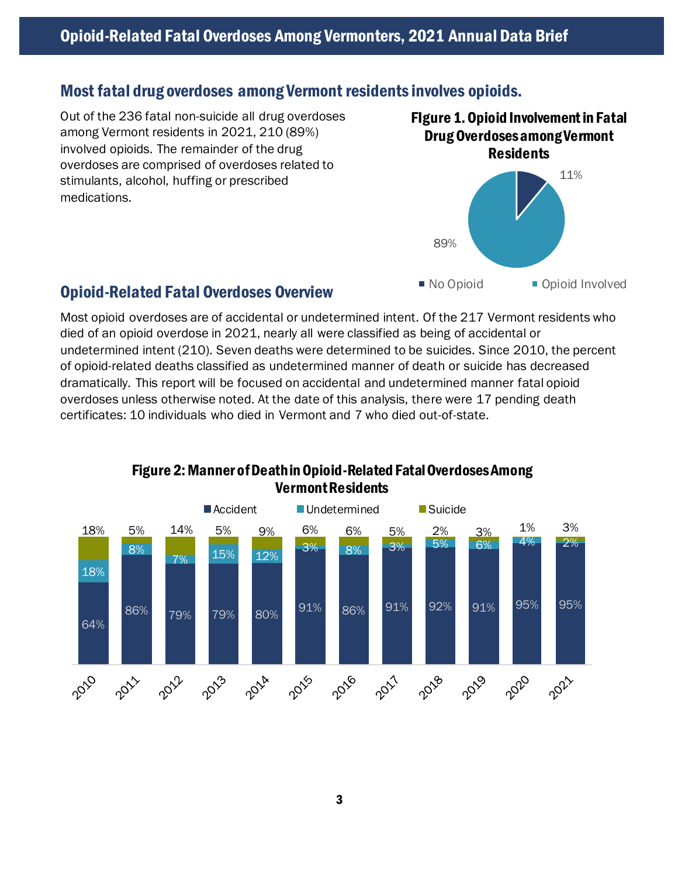## Most fatal drug overdoses among Vermont residents involves opioids.

Out of the 236 fatal non-suicide all drug overdoses among Vermont residents in 2021, 210 (89%) involved opioids. The remainder of the drug overdoses are comprised of overdoses related to stimulants, alcohol, huffing or prescribed medications.

**FIgure 1. Opioid Involvement in Fatal Drug Overdoses among Vermont Residents**

| Category | Percent |
|---|---|
| No Opioid | 11% |
| Opioid Involved | 89% |

## Opioid-Related Fatal Overdoses Overview

Most opioid overdoses are of accidental or undetermined intent. Of the 217 Vermont residents who died of an opioid overdose in 2021, nearly all were classified as being of accidental or undetermined intent (210). Seven deaths were determined to be suicides. Since 2010, the percent of opioid-related deaths classified as undetermined manner of death or suicide has decreased dramatically. This report will be focused on accidental and undetermined manner fatal opioid overdoses unless otherwise noted. At the date of this analysis, there were 17 pending death certificates: 10 individuals who died in Vermont and 7 who died out-of-state.

**Figure 2: Manner of Death in Opioid-Related Fatal Overdoses Among Vermont Residents**

| Year | Accident | Undetermined | Suicide |
|---|---|---|---|
| 2010 | 64% | 18% | 18% |
| 2011 | 86% | 8% | 5% |
| 2012 | 79% | 7% | 14% |
| 2013 | 79% | 15% | 5% |
| 2014 | 80% | 12% | 9% |
| 2015 | 91% | 3% | 6% |
| 2016 | 86% | 8% | 6% |
| 2017 | 91% | 3% | 5% |
| 2018 | 92% | 5% | 2% |
| 2019 | 91% | 6% | 3% |
| 2020 | 95% | 4% | 1% |
| 2021 | 95% | 2% | 3% |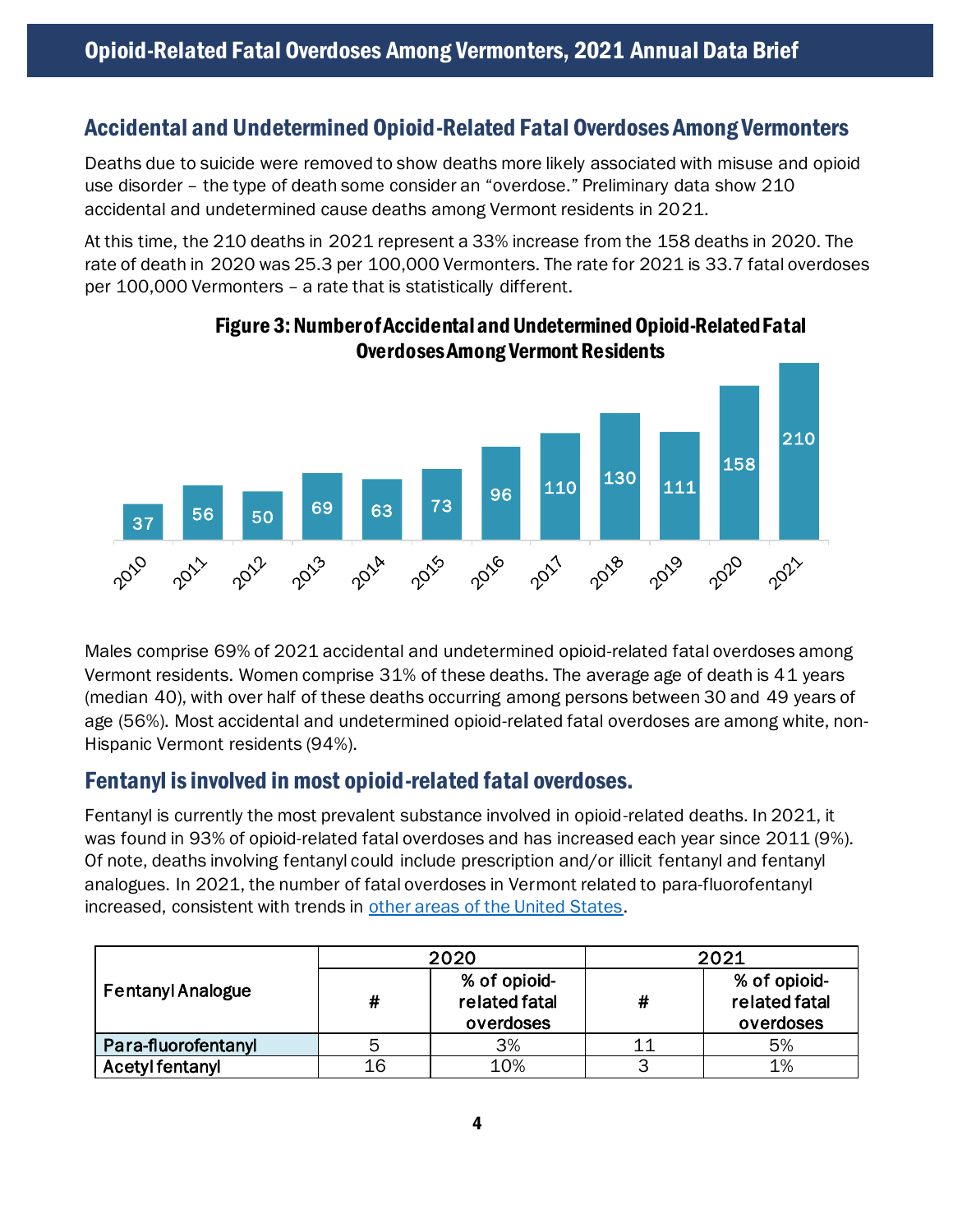## Accidental and Undetermined Opioid-Related Fatal Overdoses Among Vermonters

Deaths due to suicide were removed to show deaths more likely associated with misuse and opioid use disorder – the type of death some consider an "overdose." Preliminary data show 210 accidental and undetermined cause deaths among Vermont residents in 2021.

At this time, the 210 deaths in 2021 represent a 33% increase from the 158 deaths in 2020. The rate of death in 2020 was 25.3 per 100,000 Vermonters. The rate for 2021 is 33.7 fatal overdoses per 100,000 Vermonters – a rate that is statistically different.

**Figure 3: Number of Accidental and Undetermined Opioid-Related Fatal Overdoses Among Vermont Residents**

| Year | Number |
|---|---|
| 2010 | 37 |
| 2011 | 56 |
| 2012 | 50 |
| 2013 | 69 |
| 2014 | 63 |
| 2015 | 73 |
| 2016 | 96 |
| 2017 | 110 |
| 2018 | 130 |
| 2019 | 111 |
| 2020 | 158 |
| 2021 | 210 |

Males comprise 69% of 2021 accidental and undetermined opioid-related fatal overdoses among Vermont residents. Women comprise 31% of these deaths. The average age of death is 41 years (median 40), with over half of these deaths occurring among persons between 30 and 49 years of age (56%). Most accidental and undetermined opioid-related fatal overdoses are among white, non-Hispanic Vermont residents (94%).

## Fentanyl is involved in most opioid-related fatal overdoses.

Fentanyl is currently the most prevalent substance involved in opioid-related deaths. In 2021, it was found in 93% of opioid-related fatal overdoses and has increased each year since 2011 (9%). Of note, deaths involving fentanyl could include prescription and/or illicit fentanyl and fentanyl analogues. In 2021, the number of fatal overdoses in Vermont related to para-fluorofentanyl increased, consistent with trends in other areas of the United States.

| Fentanyl Analogue | 2020 | | 2021 | |
|---|---|---|---|---|
| | # | % of opioid-related fatal overdoses | # | % of opioid-related fatal overdoses |
| Para-fluorofentanyl | 5 | 3% | 11 | 5% |
| Acetyl fentanyl | 16 | 10% | 3 | 1% |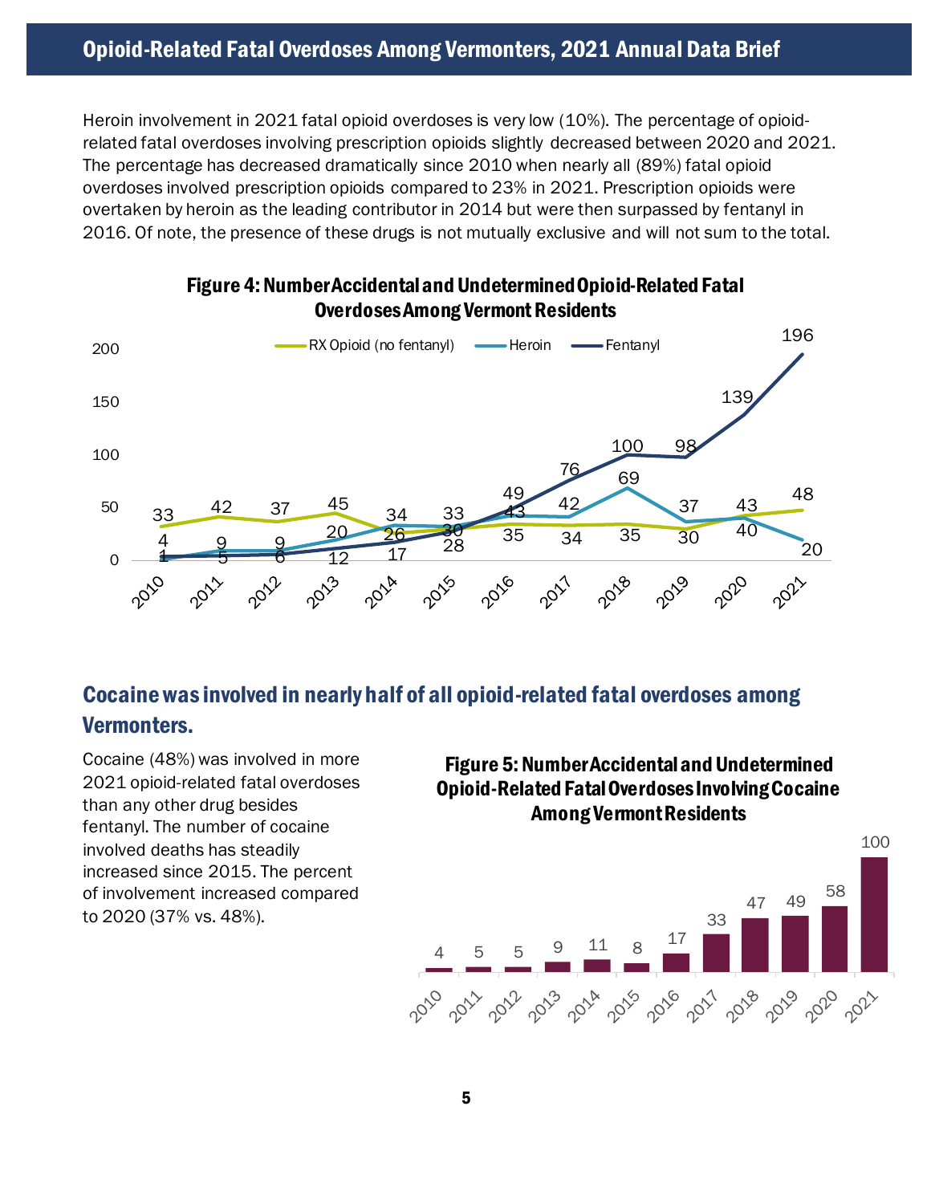Heroin involvement in 2021 fatal opioid overdoses is very low (10%). The percentage of opioid-related fatal overdoses involving prescription opioids slightly decreased between 2020 and 2021. The percentage has decreased dramatically since 2010 when nearly all (89%) fatal opioid overdoses involved prescription opioids compared to 23% in 2021. Prescription opioids were overtaken by heroin as the leading contributor in 2014 but were then surpassed by fentanyl in 2016. Of note, the presence of these drugs is not mutually exclusive and will not sum to the total.

**Figure 4: Number Accidental and Undetermined Opioid-Related Fatal Overdoses Among Vermont Residents**

| Year | RX Opioid (no fentanyl) | Heroin | Fentanyl |
|---|---|---|---|
| 2010 | 33 | 1 | 4 |
| 2011 | 42 | 9 | 5 |
| 2012 | 37 | 9 | 6 |
| 2013 | 45 | 20 | 12 |
| 2014 | 26 | 34 | 17 |
| 2015 | 30 | 33 | 28 |
| 2016 | 35 | 43 | 49 |
| 2017 | 34 | 42 | 76 |
| 2018 | 35 | 69 | 100 |
| 2019 | 30 | 37 | 98 |
| 2020 | 43 | 40 | 139 |
| 2021 | 48 | 20 | 196 |

## Cocaine was involved in nearly half of all opioid-related fatal overdoses among Vermonters.

Cocaine (48%) was involved in more 2021 opioid-related fatal overdoses than any other drug besides fentanyl. The number of cocaine involved deaths has steadily increased since 2015. The percent of involvement increased compared to 2020 (37% vs. 48%).

**Figure 5: Number Accidental and Undetermined Opioid-Related Fatal Overdoses Involving Cocaine Among Vermont Residents**

| Year | 2010 | 2011 | 2012 | 2013 | 2014 | 2015 | 2016 | 2017 | 2018 | 2019 | 2020 | 2021 |
|---|---|---|---|---|---|---|---|---|---|---|---|---|
| Count | 4 | 5 | 5 | 9 | 11 | 8 | 17 | 33 | 47 | 49 | 58 | 100 |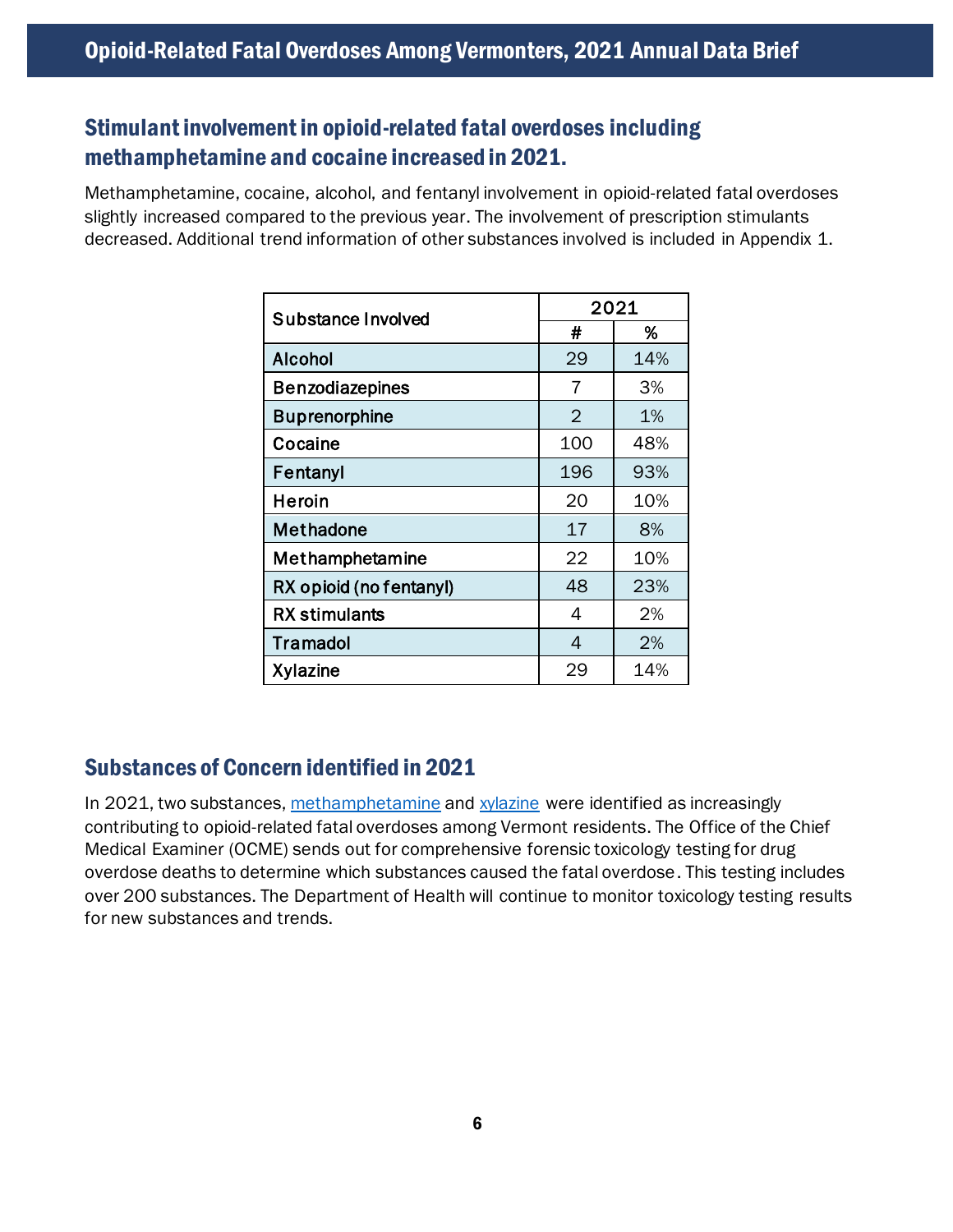## Stimulant involvement in opioid-related fatal overdoses including methamphetamine and cocaine increased in 2021.

Methamphetamine, cocaine, alcohol, and fentanyl involvement in opioid-related fatal overdoses slightly increased compared to the previous year. The involvement of prescription stimulants decreased. Additional trend information of other substances involved is included in Appendix 1.

| Substance Involved | 2021 | |
|---|---|---|
| | # | % |
| Alcohol | 29 | 14% |
| Benzodiazepines | 7 | 3% |
| Buprenorphine | 2 | 1% |
| Cocaine | 100 | 48% |
| Fentanyl | 196 | 93% |
| Heroin | 20 | 10% |
| Methadone | 17 | 8% |
| Methamphetamine | 22 | 10% |
| RX opioid (no fentanyl) | 48 | 23% |
| RX stimulants | 4 | 2% |
| Tramadol | 4 | 2% |
| Xylazine | 29 | 14% |

## Substances of Concern identified in 2021

In 2021, two substances, methamphetamine and xylazine were identified as increasingly contributing to opioid-related fatal overdoses among Vermont residents. The Office of the Chief Medical Examiner (OCME) sends out for comprehensive forensic toxicology testing for drug overdose deaths to determine which substances caused the fatal overdose. This testing includes over 200 substances. The Department of Health will continue to monitor toxicology testing results for new substances and trends.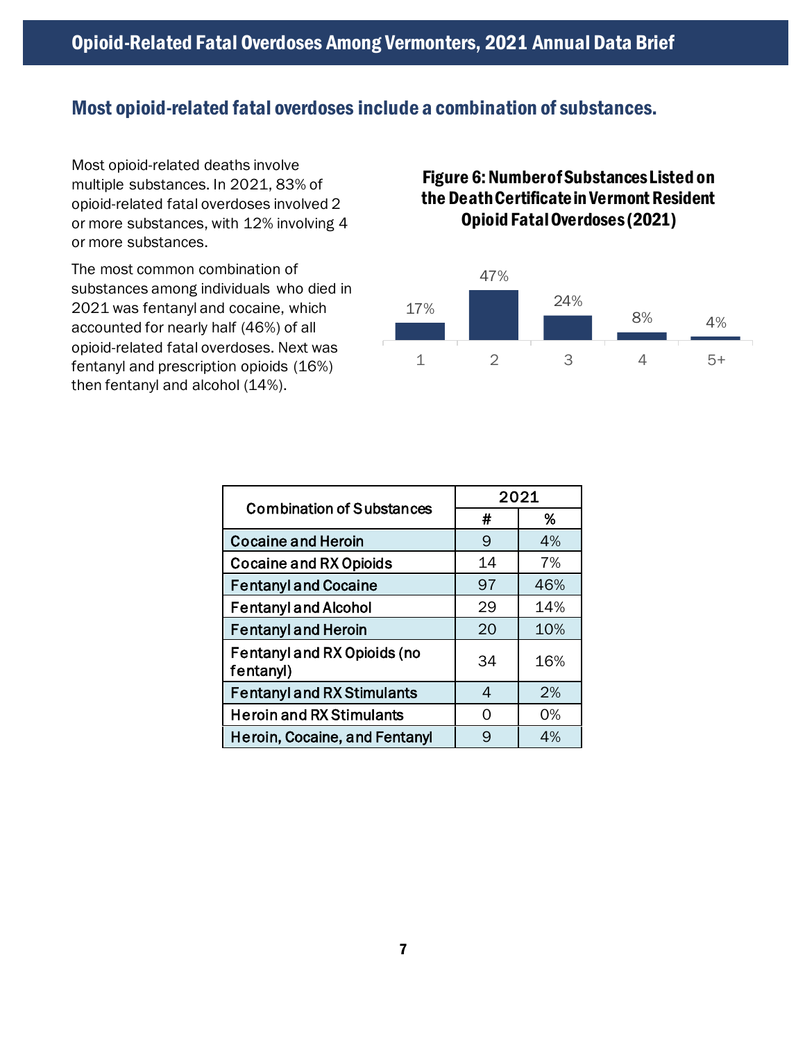## Most opioid-related fatal overdoses include a combination of substances.

Most opioid-related deaths involve multiple substances. In 2021, 83% of opioid-related fatal overdoses involved 2 or more substances, with 12% involving 4 or more substances.

The most common combination of substances among individuals who died in 2021 was fentanyl and cocaine, which accounted for nearly half (46%) of all opioid-related fatal overdoses. Next was fentanyl and prescription opioids (16%) then fentanyl and alcohol (14%).

**Figure 6: Number of Substances Listed on the Death Certificate in Vermont Resident Opioid Fatal Overdoses (2021)**

| Number of Substances | % |
|---|---|
| 1 | 17% |
| 2 | 47% |
| 3 | 24% |
| 4 | 8% |
| 5+ | 4% |

| Combination of Substances | 2021 | |
|---|---|---|
| | # | % |
| Cocaine and Heroin | 9 | 4% |
| Cocaine and RX Opioids | 14 | 7% |
| Fentanyl and Cocaine | 97 | 46% |
| Fentanyl and Alcohol | 29 | 14% |
| Fentanyl and Heroin | 20 | 10% |
| Fentanyl and RX Opioids (no fentanyl) | 34 | 16% |
| Fentanyl and RX Stimulants | 4 | 2% |
| Heroin and RX Stimulants | 0 | 0% |
| Heroin, Cocaine, and Fentanyl | 9 | 4% |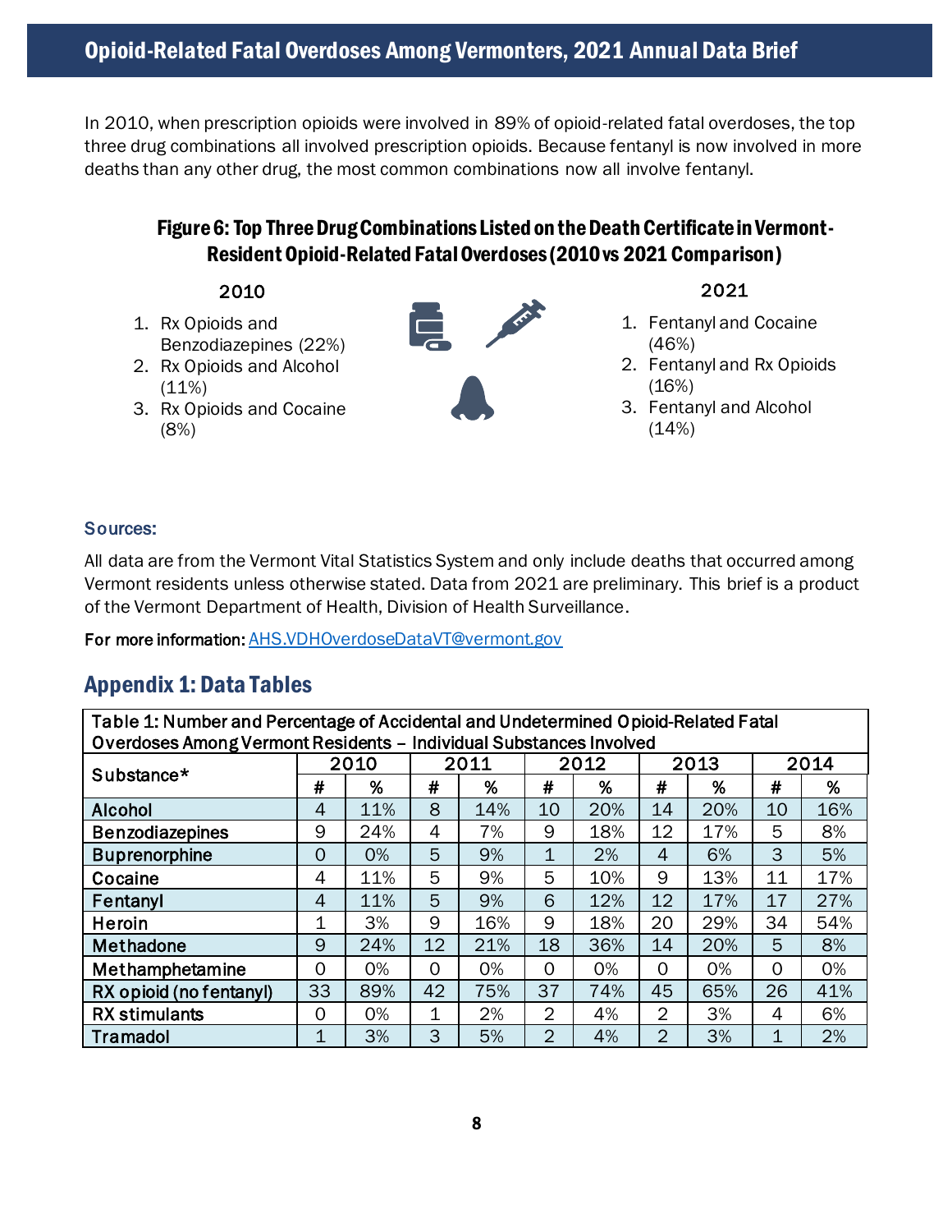## Opioid-Related Fatal Overdoses Among Vermonters, 2021 Annual Data Brief

In 2010, when prescription opioids were involved in 89% of opioid-related fatal overdoses, the top three drug combinations all involved prescription opioids. Because fentanyl is now involved in more deaths than any other drug, the most common combinations now all involve fentanyl.

### Figure 6: Top Three Drug Combinations Listed on the Death Certificate in Vermont-Resident Opioid-Related Fatal Overdoses (2010 vs 2021 Comparison)

**2010**

1. Rx Opioids and Benzodiazepines (22%)
2. Rx Opioids and Alcohol (11%)
3. Rx Opioids and Cocaine (8%)

**2021**

1. Fentanyl and Cocaine (46%)
2. Fentanyl and Rx Opioids (16%)
3. Fentanyl and Alcohol (14%)

### Sources:

All data are from the Vermont Vital Statistics System and only include deaths that occurred among Vermont residents unless otherwise stated. Data from 2021 are preliminary. This brief is a product of the Vermont Department of Health, Division of Health Surveillance.

**For more information:** AHS.VDHOverdoseDataVT@vermont.gov

## Appendix 1: Data Tables

Table 1: Number and Percentage of Accidental and Undetermined Opioid-Related Fatal Overdoses Among Vermont Residents – Individual Substances Involved

| Substance* | 2010 | | 2011 | | 2012 | | 2013 | | 2014 | |
|---|---|---|---|---|---|---|---|---|---|---|
| | # | % | # | % | # | % | # | % | # | % |
| Alcohol | 4 | 11% | 8 | 14% | 10 | 20% | 14 | 20% | 10 | 16% |
| Benzodiazepines | 9 | 24% | 4 | 7% | 9 | 18% | 12 | 17% | 5 | 8% |
| Buprenorphine | 0 | 0% | 5 | 9% | 1 | 2% | 4 | 6% | 3 | 5% |
| Cocaine | 4 | 11% | 5 | 9% | 5 | 10% | 9 | 13% | 11 | 17% |
| Fentanyl | 4 | 11% | 5 | 9% | 6 | 12% | 12 | 17% | 17 | 27% |
| Heroin | 1 | 3% | 9 | 16% | 9 | 18% | 20 | 29% | 34 | 54% |
| Methadone | 9 | 24% | 12 | 21% | 18 | 36% | 14 | 20% | 5 | 8% |
| Methamphetamine | 0 | 0% | 0 | 0% | 0 | 0% | 0 | 0% | 0 | 0% |
| RX opioid (no fentanyl) | 33 | 89% | 42 | 75% | 37 | 74% | 45 | 65% | 26 | 41% |
| RX stimulants | 0 | 0% | 1 | 2% | 2 | 4% | 2 | 3% | 4 | 6% |
| Tramadol | 1 | 3% | 3 | 5% | 2 | 4% | 2 | 3% | 1 | 2% |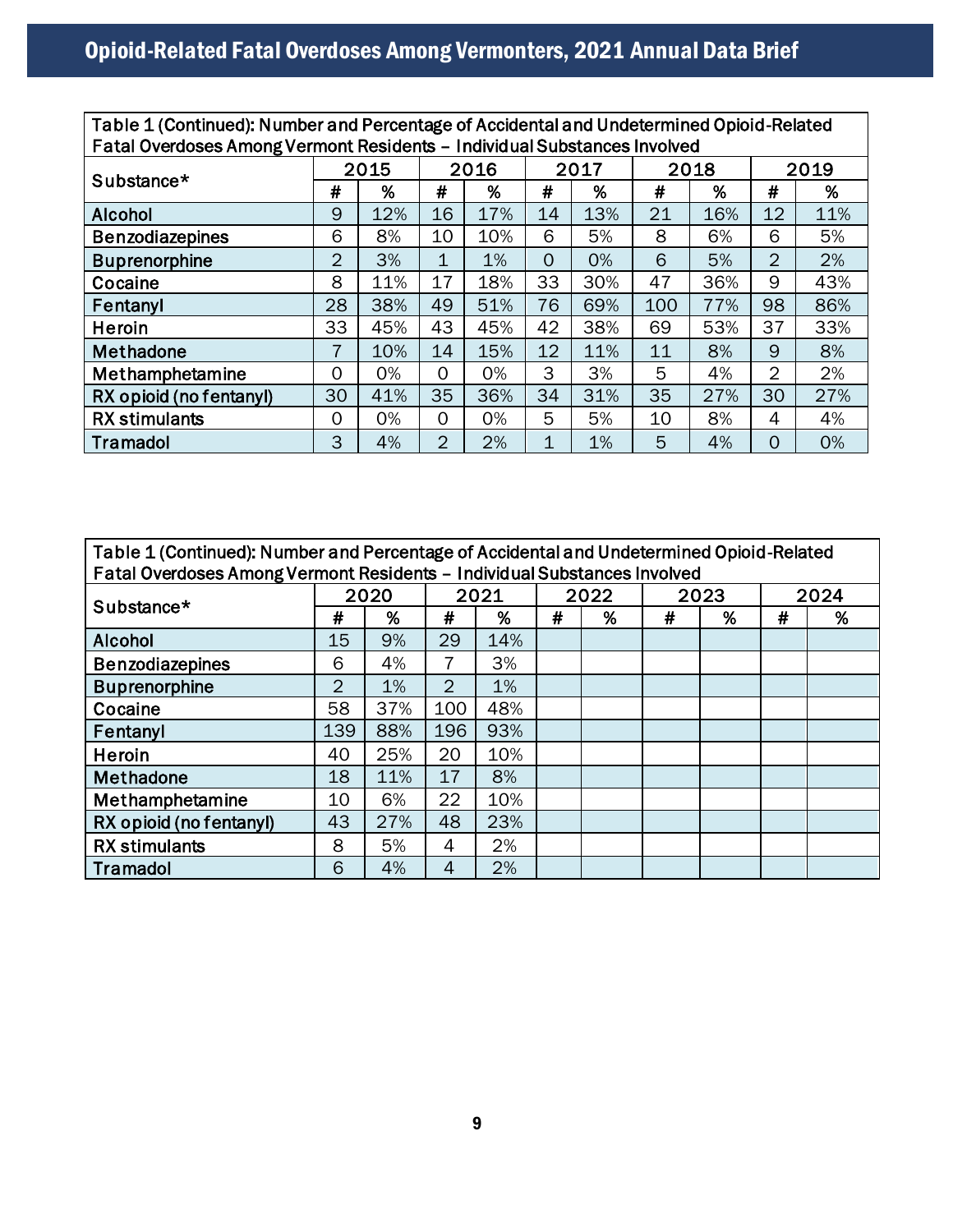| Table 1 (Continued): Number and Percentage of Accidental and Undetermined Opioid-Related Fatal Overdoses Among Vermont Residents – Individual Substances Involved | | | | | | | | | | |
|---|---|---|---|---|---|---|---|---|---|---|
| Substance* | 2015 | | 2016 | | 2017 | | 2018 | | 2019 | |
| | # | % | # | % | # | % | # | % | # | % |
| Alcohol | 9 | 12% | 16 | 17% | 14 | 13% | 21 | 16% | 12 | 11% |
| Benzodiazepines | 6 | 8% | 10 | 10% | 6 | 5% | 8 | 6% | 6 | 5% |
| Buprenorphine | 2 | 3% | 1 | 1% | 0 | 0% | 6 | 5% | 2 | 2% |
| Cocaine | 8 | 11% | 17 | 18% | 33 | 30% | 47 | 36% | 9 | 43% |
| Fentanyl | 28 | 38% | 49 | 51% | 76 | 69% | 100 | 77% | 98 | 86% |
| Heroin | 33 | 45% | 43 | 45% | 42 | 38% | 69 | 53% | 37 | 33% |
| Methadone | 7 | 10% | 14 | 15% | 12 | 11% | 11 | 8% | 9 | 8% |
| Methamphetamine | 0 | 0% | 0 | 0% | 3 | 3% | 5 | 4% | 2 | 2% |
| RX opioid (no fentanyl) | 30 | 41% | 35 | 36% | 34 | 31% | 35 | 27% | 30 | 27% |
| RX stimulants | 0 | 0% | 0 | 0% | 5 | 5% | 10 | 8% | 4 | 4% |
| Tramadol | 3 | 4% | 2 | 2% | 1 | 1% | 5 | 4% | 0 | 0% |

| Table 1 (Continued): Number and Percentage of Accidental and Undetermined Opioid-Related Fatal Overdoses Among Vermont Residents – Individual Substances Involved | | | | | | | | | | |
|---|---|---|---|---|---|---|---|---|---|---|
| Substance* | 2020 | | 2021 | | 2022 | | 2023 | | 2024 | |
| | # | % | # | % | # | % | # | % | # | % |
| Alcohol | 15 | 9% | 29 | 14% | | | | | | |
| Benzodiazepines | 6 | 4% | 7 | 3% | | | | | | |
| Buprenorphine | 2 | 1% | 2 | 1% | | | | | | |
| Cocaine | 58 | 37% | 100 | 48% | | | | | | |
| Fentanyl | 139 | 88% | 196 | 93% | | | | | | |
| Heroin | 40 | 25% | 20 | 10% | | | | | | |
| Methadone | 18 | 11% | 17 | 8% | | | | | | |
| Methamphetamine | 10 | 6% | 22 | 10% | | | | | | |
| RX opioid (no fentanyl) | 43 | 27% | 48 | 23% | | | | | | |
| RX stimulants | 8 | 5% | 4 | 2% | | | | | | |
| Tramadol | 6 | 4% | 4 | 2% | | | | | | |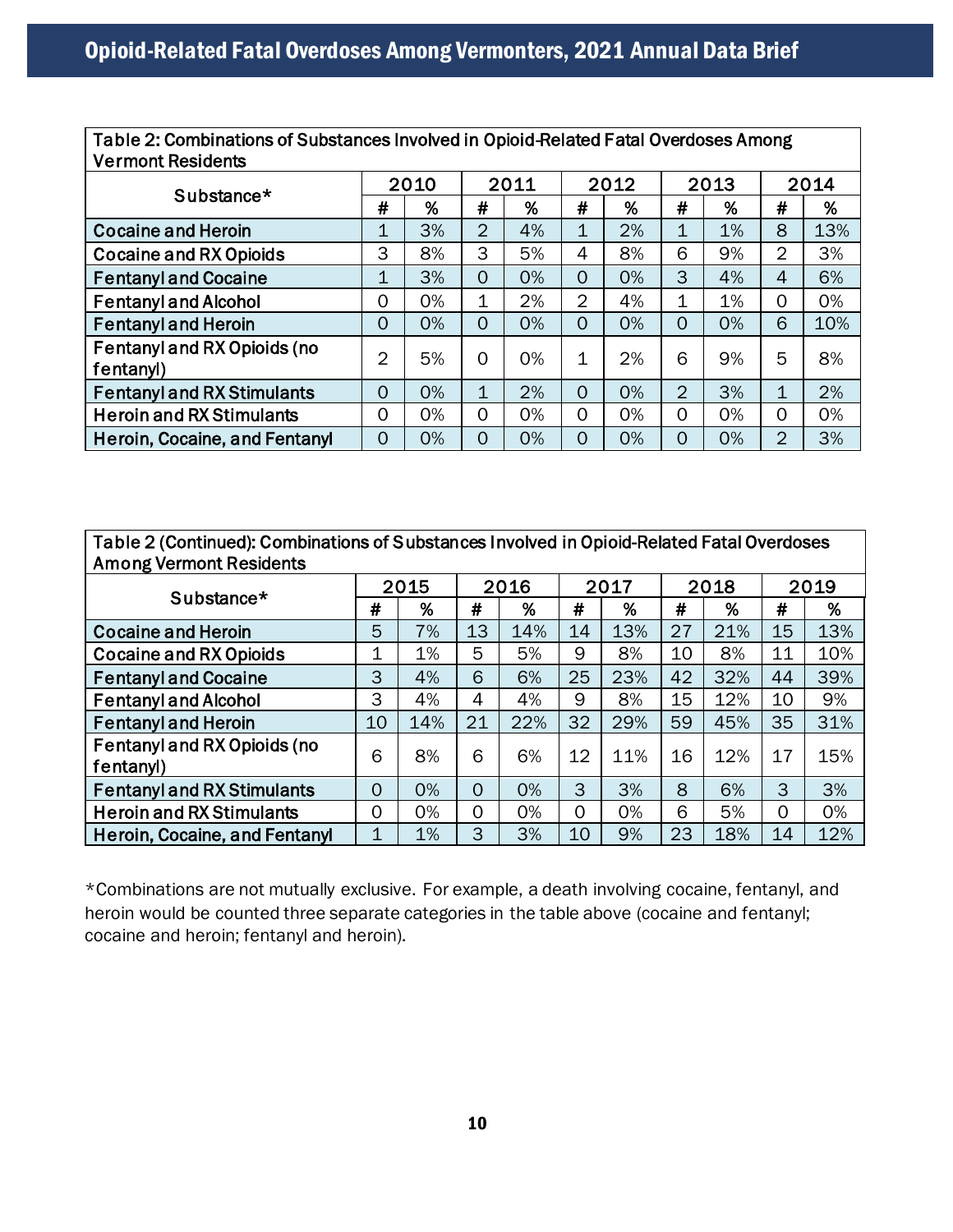Table 2: Combinations of Substances Involved in Opioid-Related Fatal Overdoses Among Vermont Residents

| Substance* | 2010 | | 2011 | | 2012 | | 2013 | | 2014 | |
|---|---|---|---|---|---|---|---|---|---|---|
| | # | % | # | % | # | % | # | % | # | % |
| Cocaine and Heroin | 1 | 3% | 2 | 4% | 1 | 2% | 1 | 1% | 8 | 13% |
| Cocaine and RX Opioids | 3 | 8% | 3 | 5% | 4 | 8% | 6 | 9% | 2 | 3% |
| Fentanyl and Cocaine | 1 | 3% | 0 | 0% | 0 | 0% | 3 | 4% | 4 | 6% |
| Fentanyl and Alcohol | 0 | 0% | 1 | 2% | 2 | 4% | 1 | 1% | 0 | 0% |
| Fentanyl and Heroin | 0 | 0% | 0 | 0% | 0 | 0% | 0 | 0% | 6 | 10% |
| Fentanyl and RX Opioids (no fentanyl) | 2 | 5% | 0 | 0% | 1 | 2% | 6 | 9% | 5 | 8% |
| Fentanyl and RX Stimulants | 0 | 0% | 1 | 2% | 0 | 0% | 2 | 3% | 1 | 2% |
| Heroin and RX Stimulants | 0 | 0% | 0 | 0% | 0 | 0% | 0 | 0% | 0 | 0% |
| Heroin, Cocaine, and Fentanyl | 0 | 0% | 0 | 0% | 0 | 0% | 0 | 0% | 2 | 3% |

Table 2 (Continued): Combinations of Substances Involved in Opioid-Related Fatal Overdoses Among Vermont Residents

| Substance* | 2015 | | 2016 | | 2017 | | 2018 | | 2019 | |
|---|---|---|---|---|---|---|---|---|---|---|
| | # | % | # | % | # | % | # | % | # | % |
| Cocaine and Heroin | 5 | 7% | 13 | 14% | 14 | 13% | 27 | 21% | 15 | 13% |
| Cocaine and RX Opioids | 1 | 1% | 5 | 5% | 9 | 8% | 10 | 8% | 11 | 10% |
| Fentanyl and Cocaine | 3 | 4% | 6 | 6% | 25 | 23% | 42 | 32% | 44 | 39% |
| Fentanyl and Alcohol | 3 | 4% | 4 | 4% | 9 | 8% | 15 | 12% | 10 | 9% |
| Fentanyl and Heroin | 10 | 14% | 21 | 22% | 32 | 29% | 59 | 45% | 35 | 31% |
| Fentanyl and RX Opioids (no fentanyl) | 6 | 8% | 6 | 6% | 12 | 11% | 16 | 12% | 17 | 15% |
| Fentanyl and RX Stimulants | 0 | 0% | 0 | 0% | 3 | 3% | 8 | 6% | 3 | 3% |
| Heroin and RX Stimulants | 0 | 0% | 0 | 0% | 0 | 0% | 6 | 5% | 0 | 0% |
| Heroin, Cocaine, and Fentanyl | 1 | 1% | 3 | 3% | 10 | 9% | 23 | 18% | 14 | 12% |

*Combinations are not mutually exclusive. For example, a death involving cocaine, fentanyl, and heroin would be counted three separate categories in the table above (cocaine and fentanyl; cocaine and heroin; fentanyl and heroin).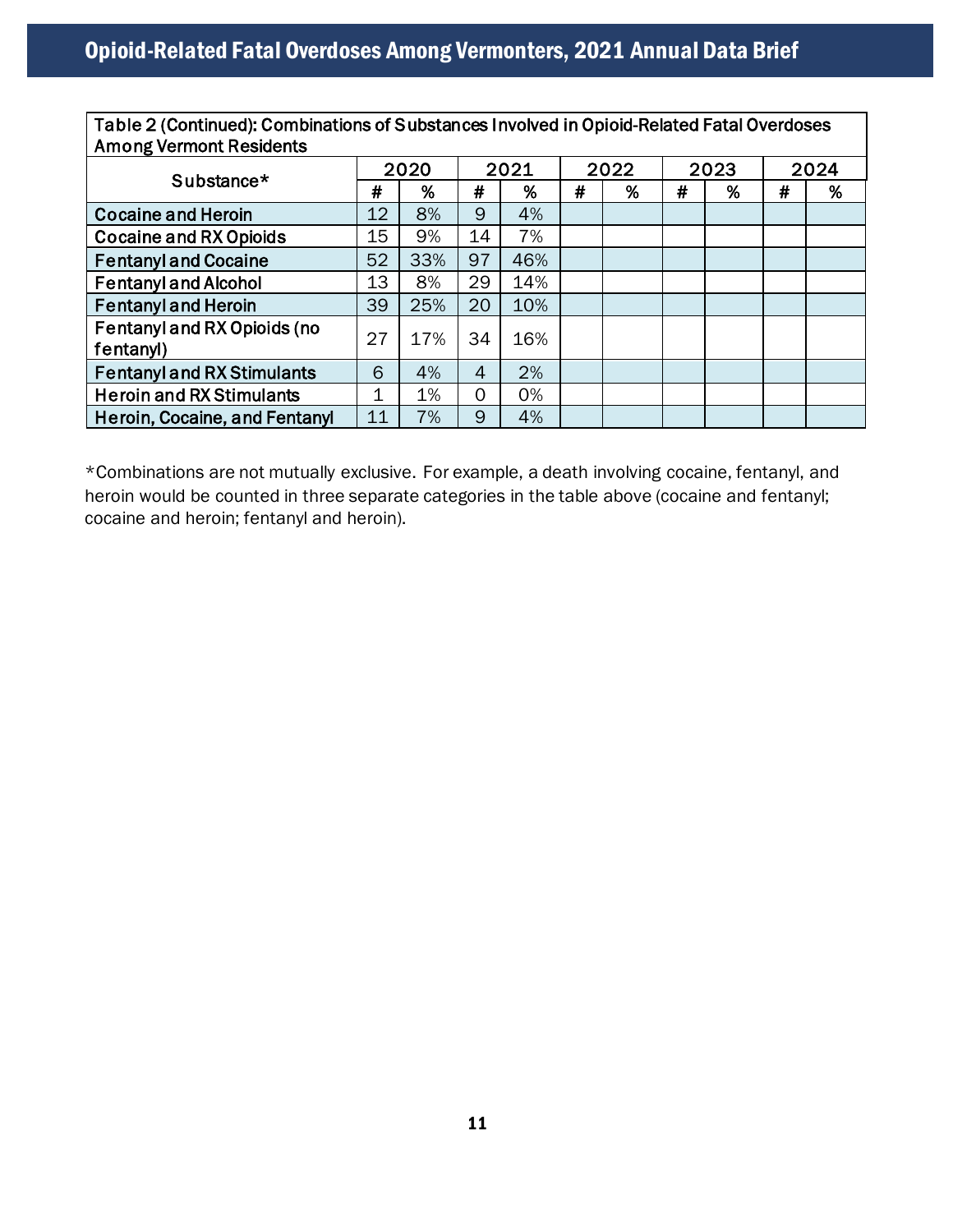Table 2 (Continued): Combinations of Substances Involved in Opioid-Related Fatal Overdoses Among Vermont Residents

| Substance* | 2020 | | 2021 | | 2022 | | 2023 | | 2024 | |
|---|---|---|---|---|---|---|---|---|---|---|
| | # | % | # | % | # | % | # | % | # | % |
| Cocaine and Heroin | 12 | 8% | 9 | 4% | | | | | | |
| Cocaine and RX Opioids | 15 | 9% | 14 | 7% | | | | | | |
| Fentanyl and Cocaine | 52 | 33% | 97 | 46% | | | | | | |
| Fentanyl and Alcohol | 13 | 8% | 29 | 14% | | | | | | |
| Fentanyl and Heroin | 39 | 25% | 20 | 10% | | | | | | |
| Fentanyl and RX Opioids (no fentanyl) | 27 | 17% | 34 | 16% | | | | | | |
| Fentanyl and RX Stimulants | 6 | 4% | 4 | 2% | | | | | | |
| Heroin and RX Stimulants | 1 | 1% | 0 | 0% | | | | | | |
| Heroin, Cocaine, and Fentanyl | 11 | 7% | 9 | 4% | | | | | | |

*Combinations are not mutually exclusive. For example, a death involving cocaine, fentanyl, and heroin would be counted in three separate categories in the table above (cocaine and fentanyl; cocaine and heroin; fentanyl and heroin).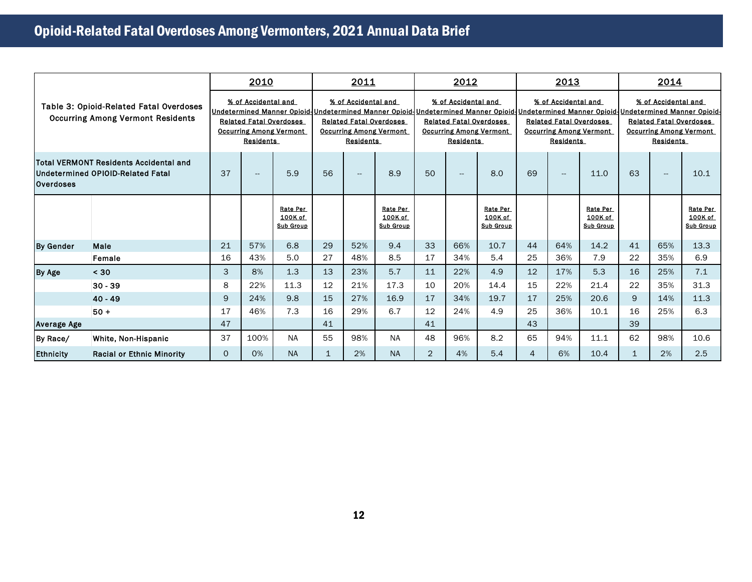## Opioid-Related Fatal Overdoses Among Vermonters, 2021 Annual Data Brief

| Table 3: Opioid-Related Fatal Overdoses Occurring Among Vermont Residents | | 2010 | | | 2011 | | | 2012 | | | 2013 | | | 2014 | | |
|---|---|---|---|---|---|---|---|---|---|---|---|---|---|---|---|---|
| | | % of Accidental and Undetermined Manner Opioid-Related Fatal Overdoses Occurring Among Vermont Residents | | | % of Accidental and Undetermined Manner Opioid-Related Fatal Overdoses Occurring Among Vermont Residents | | | % of Accidental and Undetermined Manner Opioid-Related Fatal Overdoses Occurring Among Vermont Residents | | | % of Accidental and Undetermined Manner Opioid-Related Fatal Overdoses Occurring Among Vermont Residents | | | % of Accidental and Undetermined Manner Opioid-Related Fatal Overdoses Occurring Among Vermont Residents | | |
| Total VERMONT Residents Accidental and Undetermined OPIOID-Related Fatal Overdoses | | 37 | -- | 5.9 | 56 | -- | 8.9 | 50 | -- | 8.0 | 69 | -- | 11.0 | 63 | -- | 10.1 |
| | | | | Rate Per 100K of Sub Group | | | Rate Per 100K of Sub Group | | | Rate Per 100K of Sub Group | | | Rate Per 100K of Sub Group | | | Rate Per 100K of Sub Group |
| By Gender | Male | 21 | 57% | 6.8 | 29 | 52% | 9.4 | 33 | 66% | 10.7 | 44 | 64% | 14.2 | 41 | 65% | 13.3 |
| | Female | 16 | 43% | 5.0 | 27 | 48% | 8.5 | 17 | 34% | 5.4 | 25 | 36% | 7.9 | 22 | 35% | 6.9 |
| By Age | < 30 | 3 | 8% | 1.3 | 13 | 23% | 5.7 | 11 | 22% | 4.9 | 12 | 17% | 5.3 | 16 | 25% | 7.1 |
| | 30 - 39 | 8 | 22% | 11.3 | 12 | 21% | 17.3 | 10 | 20% | 14.4 | 15 | 22% | 21.4 | 22 | 35% | 31.3 |
| | 40 - 49 | 9 | 24% | 9.8 | 15 | 27% | 16.9 | 17 | 34% | 19.7 | 17 | 25% | 20.6 | 9 | 14% | 11.3 |
| | 50 + | 17 | 46% | 7.3 | 16 | 29% | 6.7 | 12 | 24% | 4.9 | 25 | 36% | 10.1 | 16 | 25% | 6.3 |
| Average Age | | 47 | | | 41 | | | 41 | | | 43 | | | 39 | | |
| By Race/ Ethnicity | White, Non-Hispanic | 37 | 100% | NA | 55 | 98% | NA | 48 | 96% | 8.2 | 65 | 94% | 11.1 | 62 | 98% | 10.6 |
| | Racial or Ethnic Minority | 0 | 0% | NA | 1 | 2% | NA | 2 | 4% | 5.4 | 4 | 6% | 10.4 | 1 | 2% | 2.5 |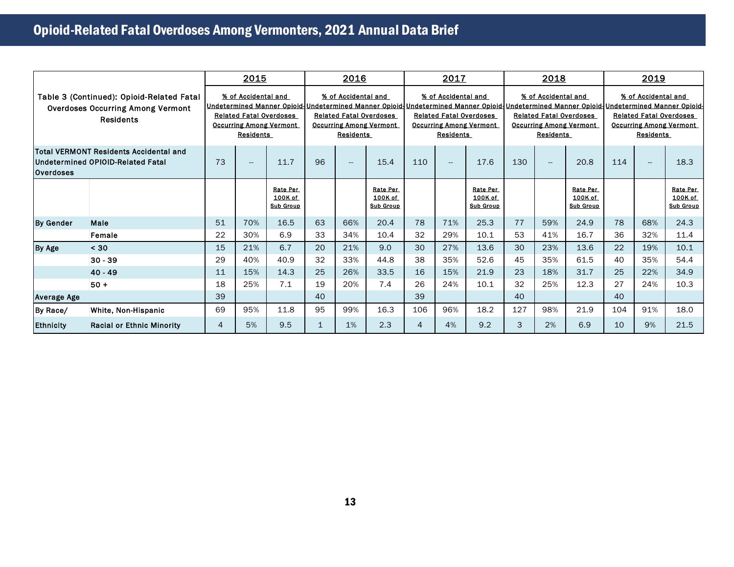## Opioid-Related Fatal Overdoses Among Vermonters, 2021 Annual Data Brief

| Table 3 (Continued): Opioid-Related Fatal Overdoses Occurring Among Vermont Residents | | 2015 | | | 2016 | | | 2017 | | | 2018 | | | 2019 | | |
|---|---|---|---|---|---|---|---|---|---|---|---|---|---|---|---|---|
| | | % of Accidental and Undetermined Manner Opioid-Related Fatal Overdoses Occurring Among Vermont Residents | | | % of Accidental and Undetermined Manner Opioid-Related Fatal Overdoses Occurring Among Vermont Residents | | | % of Accidental and Undetermined Manner Opioid-Related Fatal Overdoses Occurring Among Vermont Residents | | | % of Accidental and Undetermined Manner Opioid-Related Fatal Overdoses Occurring Among Vermont Residents | | | % of Accidental and Undetermined Manner Opioid-Related Fatal Overdoses Occurring Among Vermont Residents | | |
| Total VERMONT Residents Accidental and Undetermined OPIOID-Related Fatal Overdoses | | 73 | -- | 11.7 | 96 | -- | 15.4 | 110 | -- | 17.6 | 130 | -- | 20.8 | 114 | -- | 18.3 |
| | | | | Rate Per 100K of Sub Group | | | Rate Per 100K of Sub Group | | | Rate Per 100K of Sub Group | | | Rate Per 100K of Sub Group | | | Rate Per 100K of Sub Group |
| By Gender | Male | 51 | 70% | 16.5 | 63 | 66% | 20.4 | 78 | 71% | 25.3 | 77 | 59% | 24.9 | 78 | 68% | 24.3 |
| | Female | 22 | 30% | 6.9 | 33 | 34% | 10.4 | 32 | 29% | 10.1 | 53 | 41% | 16.7 | 36 | 32% | 11.4 |
| By Age | < 30 | 15 | 21% | 6.7 | 20 | 21% | 9.0 | 30 | 27% | 13.6 | 30 | 23% | 13.6 | 22 | 19% | 10.1 |
| | 30 - 39 | 29 | 40% | 40.9 | 32 | 33% | 44.8 | 38 | 35% | 52.6 | 45 | 35% | 61.5 | 40 | 35% | 54.4 |
| | 40 - 49 | 11 | 15% | 14.3 | 25 | 26% | 33.5 | 16 | 15% | 21.9 | 23 | 18% | 31.7 | 25 | 22% | 34.9 |
| | 50 + | 18 | 25% | 7.1 | 19 | 20% | 7.4 | 26 | 24% | 10.1 | 32 | 25% | 12.3 | 27 | 24% | 10.3 |
| Average Age | | 39 | | | 40 | | | 39 | | | 40 | | | 40 | | |
| By Race/ Ethnicity | White, Non-Hispanic | 69 | 95% | 11.8 | 95 | 99% | 16.3 | 106 | 96% | 18.2 | 127 | 98% | 21.9 | 104 | 91% | 18.0 |
| | Racial or Ethnic Minority | 4 | 5% | 9.5 | 1 | 1% | 2.3 | 4 | 4% | 9.2 | 3 | 2% | 6.9 | 10 | 9% | 21.5 |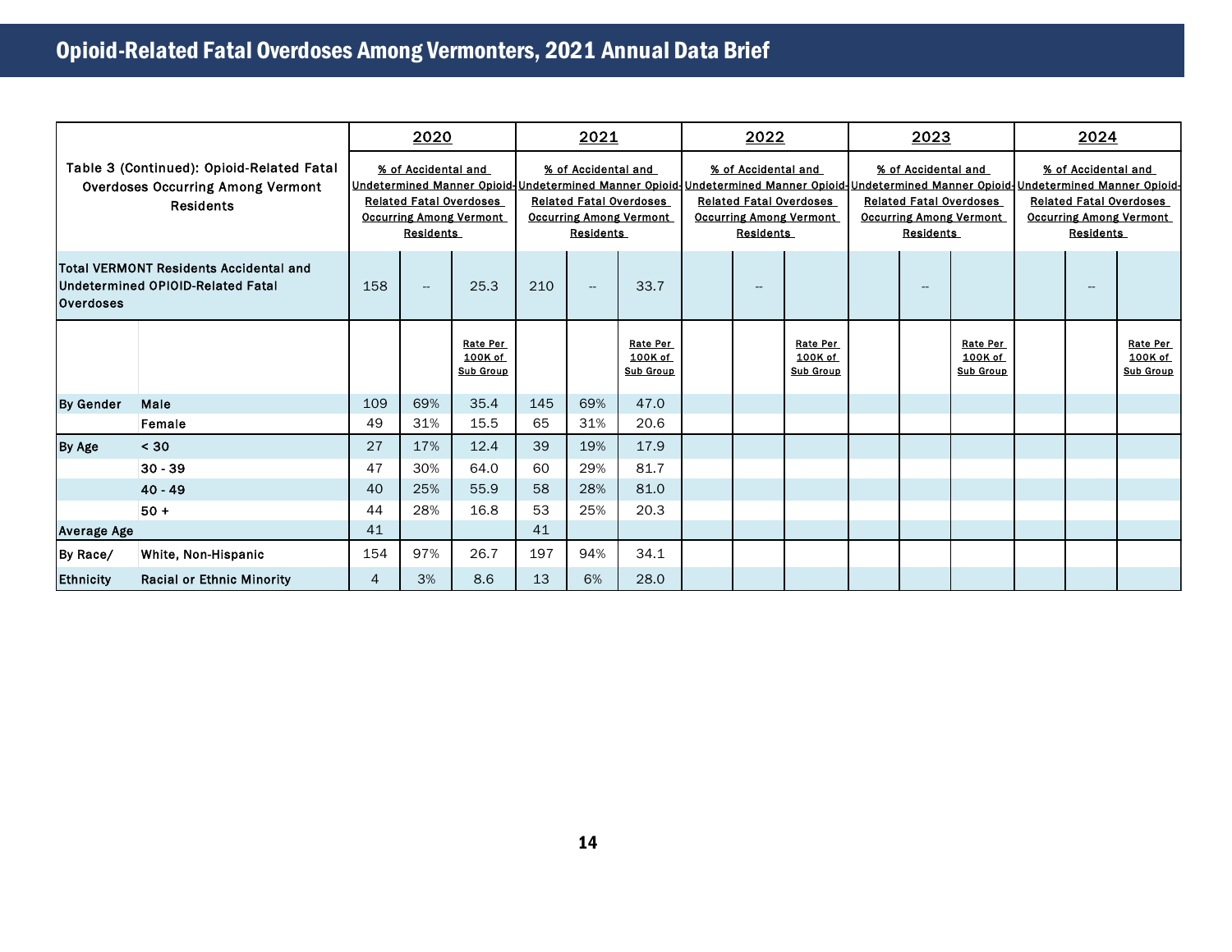# Opioid-Related Fatal Overdoses Among Vermonters, 2021 Annual Data Brief

| Table 3 (Continued): Opioid-Related Fatal Overdoses Occurring Among Vermont Residents | | 2020 | | | 2021 | | | 2022 | | | 2023 | | | 2024 | | |
|---|---|---|---|---|---|---|---|---|---|---|---|---|---|---|---|---|
| | | % of Accidental and Undetermined Manner Opioid-Related Fatal Overdoses Occurring Among Vermont Residents | | | % of Accidental and Undetermined Manner Opioid-Related Fatal Overdoses Occurring Among Vermont Residents | | | % of Accidental and Undetermined Manner Opioid-Related Fatal Overdoses Occurring Among Vermont Residents | | | % of Accidental and Undetermined Manner Opioid-Related Fatal Overdoses Occurring Among Vermont Residents | | | % of Accidental and Undetermined Manner Opioid-Related Fatal Overdoses Occurring Among Vermont Residents | | |
| Total VERMONT Residents Accidental and Undetermined OPIOID-Related Fatal Overdoses | | 158 | -- | 25.3 | 210 | -- | 33.7 | | -- | | | -- | | | -- | |
| | | | | Rate Per 100K of Sub Group | | | Rate Per 100K of Sub Group | | | Rate Per 100K of Sub Group | | | Rate Per 100K of Sub Group | | | Rate Per 100K of Sub Group |
| By Gender | Male | 109 | 69% | 35.4 | 145 | 69% | 47.0 | | | | | | | | | |
| | Female | 49 | 31% | 15.5 | 65 | 31% | 20.6 | | | | | | | | | |
| By Age | < 30 | 27 | 17% | 12.4 | 39 | 19% | 17.9 | | | | | | | | | |
| | 30 - 39 | 47 | 30% | 64.0 | 60 | 29% | 81.7 | | | | | | | | | |
| | 40 - 49 | 40 | 25% | 55.9 | 58 | 28% | 81.0 | | | | | | | | | |
| | 50 + | 44 | 28% | 16.8 | 53 | 25% | 20.3 | | | | | | | | | |
| Average Age | | 41 | | | 41 | | | | | | | | | | | |
| By Race/ Ethnicity | White, Non-Hispanic | 154 | 97% | 26.7 | 197 | 94% | 34.1 | | | | | | | | | |
| | Racial or Ethnic Minority | 4 | 3% | 8.6 | 13 | 6% | 28.0 | | | | | | | | | |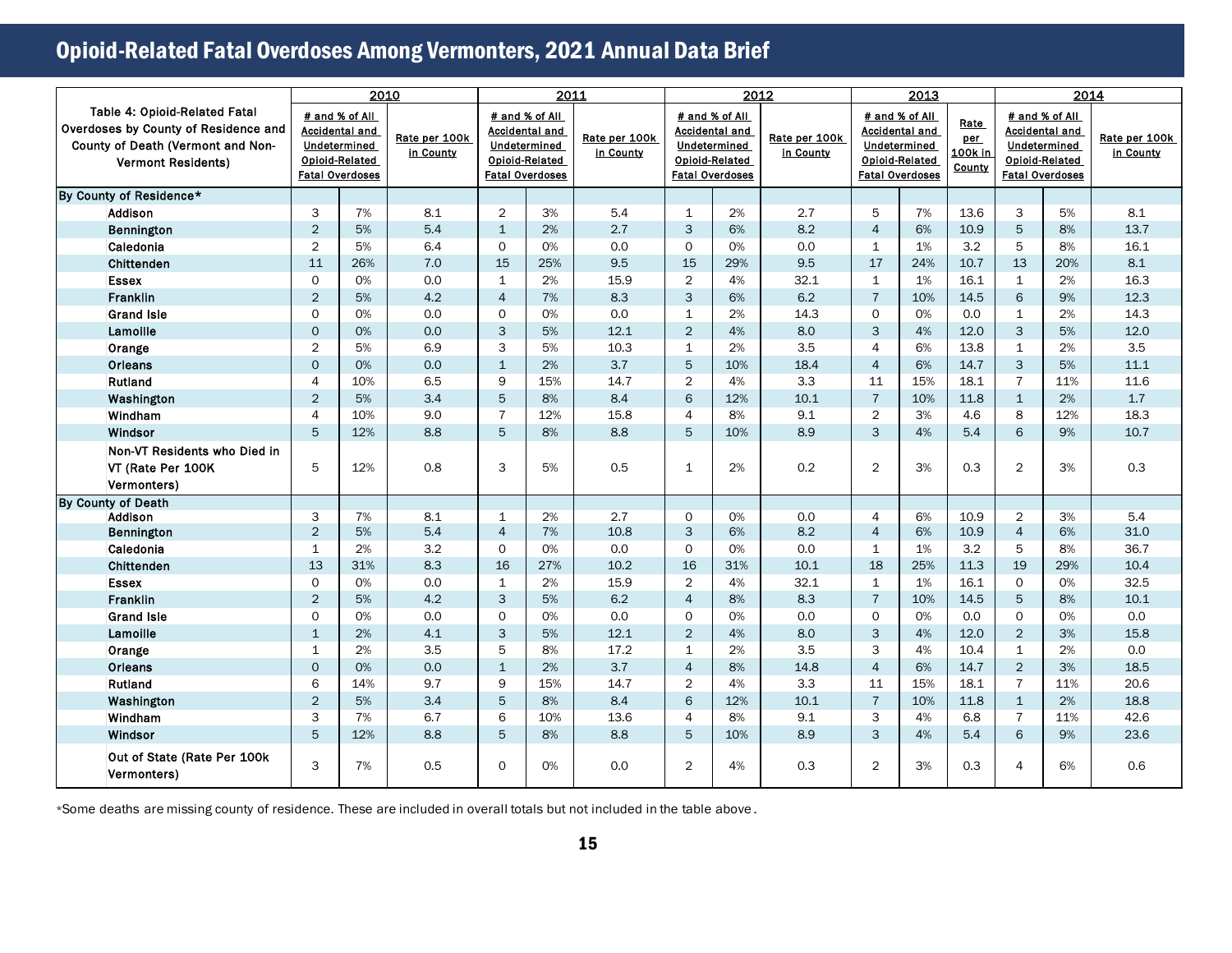## Opioid-Related Fatal Overdoses Among Vermonters, 2021 Annual Data Brief

| Table 4: Opioid-Related Fatal Overdoses by County of Residence and County of Death (Vermont and Non-Vermont Residents) | 2010 | | | 2011 | | | 2012 | | | 2013 | | | 2014 | | |
|---|---|---|---|---|---|---|---|---|---|---|---|---|---|---|---|
| | # and % of All Accidental and Undetermined Opioid-Related Fatal Overdoses | | Rate per 100k in County | # and % of All Accidental and Undetermined Opioid-Related Fatal Overdoses | | Rate per 100k in County | # and % of All Accidental and Undetermined Opioid-Related Fatal Overdoses | | Rate per 100k in County | # and % of All Accidental and Undetermined Opioid-Related Fatal Overdoses | | Rate per 100k in County | # and % of All Accidental and Undetermined Opioid-Related Fatal Overdoses | | Rate per 100k in County |
| **By County of Residence*** | | | | | | | | | | | | | | | |
| Addison | 3 | 7% | 8.1 | 2 | 3% | 5.4 | 1 | 2% | 2.7 | 5 | 7% | 13.6 | 3 | 5% | 8.1 |
| Bennington | 2 | 5% | 5.4 | 1 | 2% | 2.7 | 3 | 6% | 8.2 | 4 | 6% | 10.9 | 5 | 8% | 13.7 |
| Caledonia | 2 | 5% | 6.4 | 0 | 0% | 0.0 | 0 | 0% | 0.0 | 1 | 1% | 3.2 | 5 | 8% | 16.1 |
| Chittenden | 11 | 26% | 7.0 | 15 | 25% | 9.5 | 15 | 29% | 9.5 | 17 | 24% | 10.7 | 13 | 20% | 8.1 |
| Essex | 0 | 0% | 0.0 | 1 | 2% | 15.9 | 2 | 4% | 32.1 | 1 | 1% | 16.1 | 1 | 2% | 16.3 |
| Franklin | 2 | 5% | 4.2 | 4 | 7% | 8.3 | 3 | 6% | 6.2 | 7 | 10% | 14.5 | 6 | 9% | 12.3 |
| Grand Isle | 0 | 0% | 0.0 | 0 | 0% | 0.0 | 1 | 2% | 14.3 | 0 | 0% | 0.0 | 1 | 2% | 14.3 |
| Lamoille | 0 | 0% | 0.0 | 3 | 5% | 12.1 | 2 | 4% | 8.0 | 3 | 4% | 12.0 | 3 | 5% | 12.0 |
| Orange | 2 | 5% | 6.9 | 3 | 5% | 10.3 | 1 | 2% | 3.5 | 4 | 6% | 13.8 | 1 | 2% | 3.5 |
| Orleans | 0 | 0% | 0.0 | 1 | 2% | 3.7 | 5 | 10% | 18.4 | 4 | 6% | 14.7 | 3 | 5% | 11.1 |
| Rutland | 4 | 10% | 6.5 | 9 | 15% | 14.7 | 2 | 4% | 3.3 | 11 | 15% | 18.1 | 7 | 11% | 11.6 |
| Washington | 2 | 5% | 3.4 | 5 | 8% | 8.4 | 6 | 12% | 10.1 | 7 | 10% | 11.8 | 1 | 2% | 1.7 |
| Windham | 4 | 10% | 9.0 | 7 | 12% | 15.8 | 4 | 8% | 9.1 | 2 | 3% | 4.6 | 8 | 12% | 18.3 |
| Windsor | 5 | 12% | 8.8 | 5 | 8% | 8.8 | 5 | 10% | 8.9 | 3 | 4% | 5.4 | 6 | 9% | 10.7 |
| Non-VT Residents who Died in VT (Rate Per 100K Vermonters) | 5 | 12% | 0.8 | 3 | 5% | 0.5 | 1 | 2% | 0.2 | 2 | 3% | 0.3 | 2 | 3% | 0.3 |
| **By County of Death** | | | | | | | | | | | | | | | |
| Addison | 3 | 7% | 8.1 | 1 | 2% | 2.7 | 0 | 0% | 0.0 | 4 | 6% | 10.9 | 2 | 3% | 5.4 |
| Bennington | 2 | 5% | 5.4 | 4 | 7% | 10.8 | 3 | 6% | 8.2 | 4 | 6% | 10.9 | 4 | 6% | 31.0 |
| Caledonia | 1 | 2% | 3.2 | 0 | 0% | 0.0 | 0 | 0% | 0.0 | 1 | 1% | 3.2 | 5 | 8% | 36.7 |
| Chittenden | 13 | 31% | 8.3 | 16 | 27% | 10.2 | 16 | 31% | 10.1 | 18 | 25% | 11.3 | 19 | 29% | 10.4 |
| Essex | 0 | 0% | 0.0 | 1 | 2% | 15.9 | 2 | 4% | 32.1 | 1 | 1% | 16.1 | 0 | 0% | 32.5 |
| Franklin | 2 | 5% | 4.2 | 3 | 5% | 6.2 | 4 | 8% | 8.3 | 7 | 10% | 14.5 | 5 | 8% | 10.1 |
| Grand Isle | 0 | 0% | 0.0 | 0 | 0% | 0.0 | 0 | 0% | 0.0 | 0 | 0% | 0.0 | 0 | 0% | 0.0 |
| Lamoille | 1 | 2% | 4.1 | 3 | 5% | 12.1 | 2 | 4% | 8.0 | 3 | 4% | 12.0 | 2 | 3% | 15.8 |
| Orange | 1 | 2% | 3.5 | 5 | 8% | 17.2 | 1 | 2% | 3.5 | 3 | 4% | 10.4 | 1 | 2% | 0.0 |
| Orleans | 0 | 0% | 0.0 | 1 | 2% | 3.7 | 4 | 8% | 14.8 | 4 | 6% | 14.7 | 2 | 3% | 18.5 |
| Rutland | 6 | 14% | 9.7 | 9 | 15% | 14.7 | 2 | 4% | 3.3 | 11 | 15% | 18.1 | 7 | 11% | 20.6 |
| Washington | 2 | 5% | 3.4 | 5 | 8% | 8.4 | 6 | 12% | 10.1 | 7 | 10% | 11.8 | 1 | 2% | 18.8 |
| Windham | 3 | 7% | 6.7 | 6 | 10% | 13.6 | 4 | 8% | 9.1 | 3 | 4% | 6.8 | 7 | 11% | 42.6 |
| Windsor | 5 | 12% | 8.8 | 5 | 8% | 8.8 | 5 | 10% | 8.9 | 3 | 4% | 5.4 | 6 | 9% | 23.6 |
| Out of State (Rate Per 100k Vermonters) | 3 | 7% | 0.5 | 0 | 0% | 0.0 | 2 | 4% | 0.3 | 2 | 3% | 0.3 | 4 | 6% | 0.6 |

*Some deaths are missing county of residence. These are included in overall totals but not included in the table above.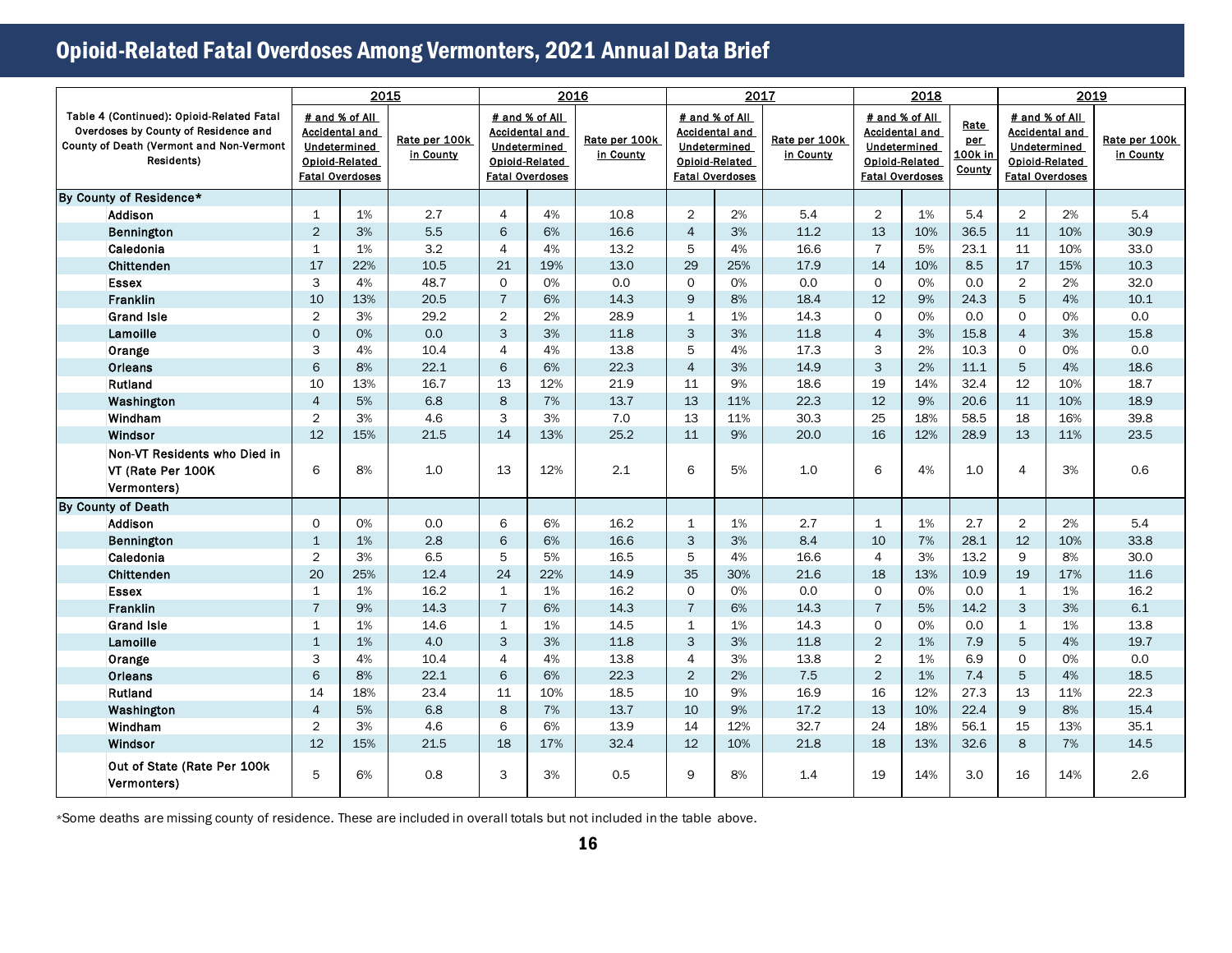# Opioid-Related Fatal Overdoses Among Vermonters, 2021 Annual Data Brief

| Table 4 (Continued): Opioid-Related Fatal Overdoses by County of Residence and County of Death (Vermont and Non-Vermont Residents) | 2015 | | | 2016 | | | 2017 | | | 2018 | | | 2019 | | |
|---|---|---|---|---|---|---|---|---|---|---|---|---|---|---|---|
| | # and % of All Accidental and Undetermined Opioid-Related Fatal Overdoses | | Rate per 100k in County | # and % of All Accidental and Undetermined Opioid-Related Fatal Overdoses | | Rate per 100k in County | # and % of All Accidental and Undetermined Opioid-Related Fatal Overdoses | | Rate per 100k in County | # and % of All Accidental and Undetermined Opioid-Related Fatal Overdoses | | Rate per 100k in County | # and % of All Accidental and Undetermined Opioid-Related Fatal Overdoses | | Rate per 100k in County |
| **By County of Residence*** | | | | | | | | | | | | | | | |
| Addison | 1 | 1% | 2.7 | 4 | 4% | 10.8 | 2 | 2% | 5.4 | 2 | 1% | 5.4 | 2 | 2% | 5.4 |
| Bennington | 2 | 3% | 5.5 | 6 | 6% | 16.6 | 4 | 3% | 11.2 | 13 | 10% | 36.5 | 11 | 10% | 30.9 |
| Caledonia | 1 | 1% | 3.2 | 4 | 4% | 13.2 | 5 | 4% | 16.6 | 7 | 5% | 23.1 | 11 | 10% | 33.0 |
| Chittenden | 17 | 22% | 10.5 | 21 | 19% | 13.0 | 29 | 25% | 17.9 | 14 | 10% | 8.5 | 17 | 15% | 10.3 |
| Essex | 3 | 4% | 48.7 | 0 | 0% | 0.0 | 0 | 0% | 0.0 | 0 | 0% | 0.0 | 2 | 2% | 32.0 |
| Franklin | 10 | 13% | 20.5 | 7 | 6% | 14.3 | 9 | 8% | 18.4 | 12 | 9% | 24.3 | 5 | 4% | 10.1 |
| Grand Isle | 2 | 3% | 29.2 | 2 | 2% | 28.9 | 1 | 1% | 14.3 | 0 | 0% | 0.0 | 0 | 0% | 0.0 |
| Lamoille | 0 | 0% | 0.0 | 3 | 3% | 11.8 | 3 | 3% | 11.8 | 4 | 3% | 15.8 | 4 | 3% | 15.8 |
| Orange | 3 | 4% | 10.4 | 4 | 4% | 13.8 | 5 | 4% | 17.3 | 3 | 2% | 10.3 | 0 | 0% | 0.0 |
| Orleans | 6 | 8% | 22.1 | 6 | 6% | 22.3 | 4 | 3% | 14.9 | 3 | 2% | 11.1 | 5 | 4% | 18.6 |
| Rutland | 10 | 13% | 16.7 | 13 | 12% | 21.9 | 11 | 9% | 18.6 | 19 | 14% | 32.4 | 12 | 10% | 18.7 |
| Washington | 4 | 5% | 6.8 | 8 | 7% | 13.7 | 13 | 11% | 22.3 | 12 | 9% | 20.6 | 11 | 10% | 18.9 |
| Windham | 2 | 3% | 4.6 | 3 | 3% | 7.0 | 13 | 11% | 30.3 | 25 | 18% | 58.5 | 18 | 16% | 39.8 |
| Windsor | 12 | 15% | 21.5 | 14 | 13% | 25.2 | 11 | 9% | 20.0 | 16 | 12% | 28.9 | 13 | 11% | 23.5 |
| Non-VT Residents who Died in VT (Rate Per 100K Vermonters) | 6 | 8% | 1.0 | 13 | 12% | 2.1 | 6 | 5% | 1.0 | 6 | 4% | 1.0 | 4 | 3% | 0.6 |
| **By County of Death** | | | | | | | | | | | | | | | |
| Addison | 0 | 0% | 0.0 | 6 | 6% | 16.2 | 1 | 1% | 2.7 | 1 | 1% | 2.7 | 2 | 2% | 5.4 |
| Bennington | 1 | 1% | 2.8 | 6 | 6% | 16.6 | 3 | 3% | 8.4 | 10 | 7% | 28.1 | 12 | 10% | 33.8 |
| Caledonia | 2 | 3% | 6.5 | 5 | 5% | 16.5 | 5 | 4% | 16.6 | 4 | 3% | 13.2 | 9 | 8% | 30.0 |
| Chittenden | 20 | 25% | 12.4 | 24 | 22% | 14.9 | 35 | 30% | 21.6 | 18 | 13% | 10.9 | 19 | 17% | 11.6 |
| Essex | 1 | 1% | 16.2 | 1 | 1% | 16.2 | 0 | 0% | 0.0 | 0 | 0% | 0.0 | 1 | 1% | 16.2 |
| Franklin | 7 | 9% | 14.3 | 7 | 6% | 14.3 | 7 | 6% | 14.3 | 7 | 5% | 14.2 | 3 | 3% | 6.1 |
| Grand Isle | 1 | 1% | 14.6 | 1 | 1% | 14.5 | 1 | 1% | 14.3 | 0 | 0% | 0.0 | 1 | 1% | 13.8 |
| Lamoille | 1 | 1% | 4.0 | 3 | 3% | 11.8 | 3 | 3% | 11.8 | 2 | 1% | 7.9 | 5 | 4% | 19.7 |
| Orange | 3 | 4% | 10.4 | 4 | 4% | 13.8 | 4 | 3% | 13.8 | 2 | 1% | 6.9 | 0 | 0% | 0.0 |
| Orleans | 6 | 8% | 22.1 | 6 | 6% | 22.3 | 2 | 2% | 7.5 | 2 | 1% | 7.4 | 5 | 4% | 18.5 |
| Rutland | 14 | 18% | 23.4 | 11 | 10% | 18.5 | 10 | 9% | 16.9 | 16 | 12% | 27.3 | 13 | 11% | 22.3 |
| Washington | 4 | 5% | 6.8 | 8 | 7% | 13.7 | 10 | 9% | 17.2 | 13 | 10% | 22.4 | 9 | 8% | 15.4 |
| Windham | 2 | 3% | 4.6 | 6 | 6% | 13.9 | 14 | 12% | 32.7 | 24 | 18% | 56.1 | 15 | 13% | 35.1 |
| Windsor | 12 | 15% | 21.5 | 18 | 17% | 32.4 | 12 | 10% | 21.8 | 18 | 13% | 32.6 | 8 | 7% | 14.5 |
| Out of State (Rate Per 100k Vermonters) | 5 | 6% | 0.8 | 3 | 3% | 0.5 | 9 | 8% | 1.4 | 19 | 14% | 3.0 | 16 | 14% | 2.6 |

*Some deaths are missing county of residence. These are included in overall totals but not included in the table above.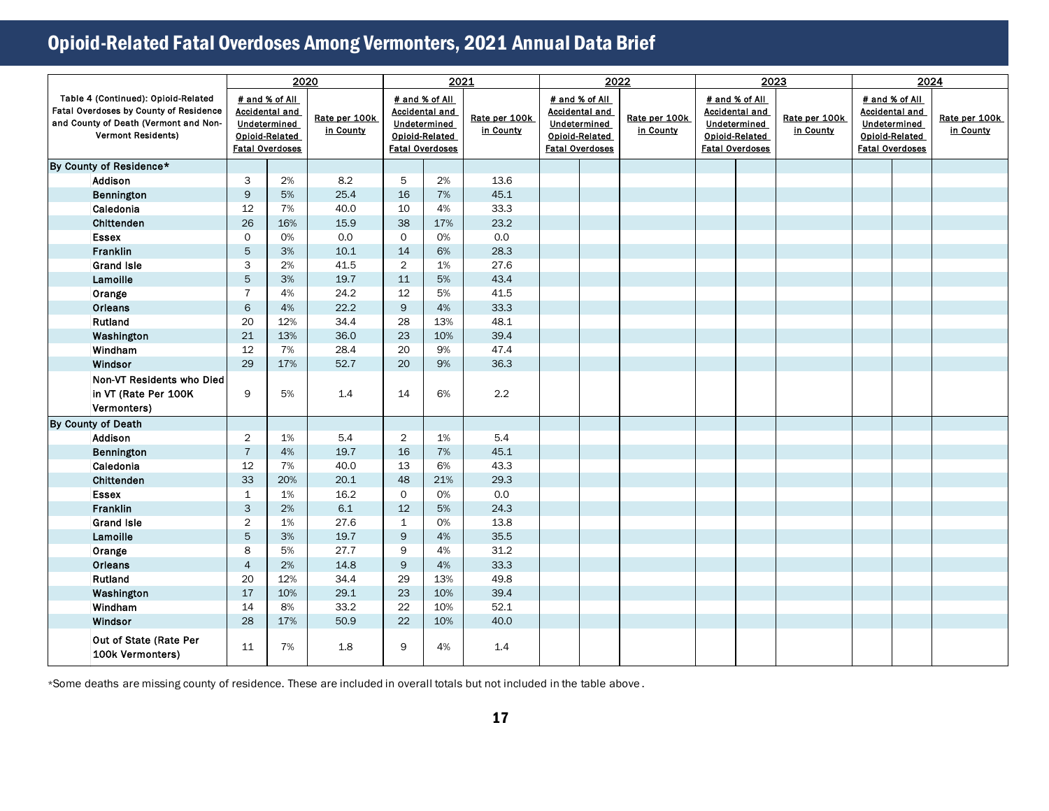# Opioid-Related Fatal Overdoses Among Vermonters, 2021 Annual Data Brief

| Table 4 (Continued): Opioid-Related Fatal Overdoses by County of Residence and County of Death (Vermont and Non-Vermont Residents) | 2020 | | | 2021 | | | 2022 | | | 2023 | | | 2024 | | |
|---|---|---|---|---|---|---|---|---|---|---|---|---|---|---|---|
| | # and % of All Accidental and Undetermined Opioid-Related Fatal Overdoses | | Rate per 100k in County | # and % of All Accidental and Undetermined Opioid-Related Fatal Overdoses | | Rate per 100k in County | # and % of All Accidental and Undetermined Opioid-Related Fatal Overdoses | | Rate per 100k in County | # and % of All Accidental and Undetermined Opioid-Related Fatal Overdoses | | Rate per 100k in County | # and % of All Accidental and Undetermined Opioid-Related Fatal Overdoses | | Rate per 100k in County |
| **By County of Residence*** | | | | | | | | | | | | | | | |
| Addison | 3 | 2% | 8.2 | 5 | 2% | 13.6 | | | | | | | | | |
| Bennington | 9 | 5% | 25.4 | 16 | 7% | 45.1 | | | | | | | | | |
| Caledonia | 12 | 7% | 40.0 | 10 | 4% | 33.3 | | | | | | | | | |
| Chittenden | 26 | 16% | 15.9 | 38 | 17% | 23.2 | | | | | | | | | |
| Essex | 0 | 0% | 0.0 | 0 | 0% | 0.0 | | | | | | | | | |
| Franklin | 5 | 3% | 10.1 | 14 | 6% | 28.3 | | | | | | | | | |
| Grand Isle | 3 | 2% | 41.5 | 2 | 1% | 27.6 | | | | | | | | | |
| Lamoille | 5 | 3% | 19.7 | 11 | 5% | 43.4 | | | | | | | | | |
| Orange | 7 | 4% | 24.2 | 12 | 5% | 41.5 | | | | | | | | | |
| Orleans | 6 | 4% | 22.2 | 9 | 4% | 33.3 | | | | | | | | | |
| Rutland | 20 | 12% | 34.4 | 28 | 13% | 48.1 | | | | | | | | | |
| Washington | 21 | 13% | 36.0 | 23 | 10% | 39.4 | | | | | | | | | |
| Windham | 12 | 7% | 28.4 | 20 | 9% | 47.4 | | | | | | | | | |
| Windsor | 29 | 17% | 52.7 | 20 | 9% | 36.3 | | | | | | | | | |
| Non-VT Residents who Died in VT (Rate Per 100K Vermonters) | 9 | 5% | 1.4 | 14 | 6% | 2.2 | | | | | | | | | |
| **By County of Death** | | | | | | | | | | | | | | | |
| Addison | 2 | 1% | 5.4 | 2 | 1% | 5.4 | | | | | | | | | |
| Bennington | 7 | 4% | 19.7 | 16 | 7% | 45.1 | | | | | | | | | |
| Caledonia | 12 | 7% | 40.0 | 13 | 6% | 43.3 | | | | | | | | | |
| Chittenden | 33 | 20% | 20.1 | 48 | 21% | 29.3 | | | | | | | | | |
| Essex | 1 | 1% | 16.2 | 0 | 0% | 0.0 | | | | | | | | | |
| Franklin | 3 | 2% | 6.1 | 12 | 5% | 24.3 | | | | | | | | | |
| Grand Isle | 2 | 1% | 27.6 | 1 | 0% | 13.8 | | | | | | | | | |
| Lamoille | 5 | 3% | 19.7 | 9 | 4% | 35.5 | | | | | | | | | |
| Orange | 8 | 5% | 27.7 | 9 | 4% | 31.2 | | | | | | | | | |
| Orleans | 4 | 2% | 14.8 | 9 | 4% | 33.3 | | | | | | | | | |
| Rutland | 20 | 12% | 34.4 | 29 | 13% | 49.8 | | | | | | | | | |
| Washington | 17 | 10% | 29.1 | 23 | 10% | 39.4 | | | | | | | | | |
| Windham | 14 | 8% | 33.2 | 22 | 10% | 52.1 | | | | | | | | | |
| Windsor | 28 | 17% | 50.9 | 22 | 10% | 40.0 | | | | | | | | | |
| Out of State (Rate Per 100k Vermonters) | 11 | 7% | 1.8 | 9 | 4% | 1.4 | | | | | | | | | |

*Some deaths are missing county of residence. These are included in overall totals but not included in the table above.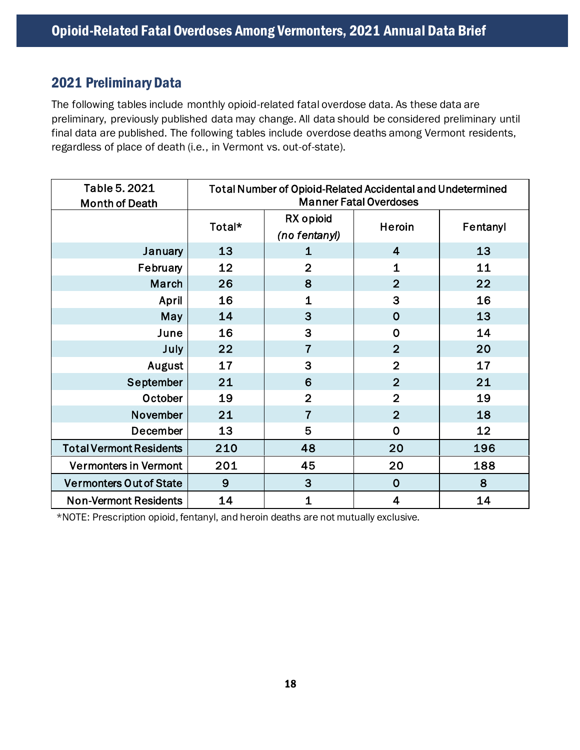# Opioid-Related Fatal Overdoses Among Vermonters, 2021 Annual Data Brief

## 2021 Preliminary Data

The following tables include monthly opioid-related fatal overdose data. As these data are preliminary, previously published data may change. All data should be considered preliminary until final data are published. The following tables include overdose deaths among Vermont residents, regardless of place of death (i.e., in Vermont vs. out-of-state).

| Table 5. 2021 Month of Death | Total Number of Opioid-Related Accidental and Undetermined Manner Fatal Overdoses | | | |
|---|---|---|---|---|
| | Total* | RX opioid *(no fentanyl)* | Heroin | Fentanyl |
| January | 13 | 1 | 4 | 13 |
| February | 12 | 2 | 1 | 11 |
| March | 26 | 8 | 2 | 22 |
| April | 16 | 1 | 3 | 16 |
| May | 14 | 3 | 0 | 13 |
| June | 16 | 3 | 0 | 14 |
| July | 22 | 7 | 2 | 20 |
| August | 17 | 3 | 2 | 17 |
| September | 21 | 6 | 2 | 21 |
| October | 19 | 2 | 2 | 19 |
| November | 21 | 7 | 2 | 18 |
| December | 13 | 5 | 0 | 12 |
| Total Vermont Residents | 210 | 48 | 20 | 196 |
| Vermonters in Vermont | 201 | 45 | 20 | 188 |
| Vermonters Out of State | 9 | 3 | 0 | 8 |
| Non-Vermont Residents | 14 | 1 | 4 | 14 |

*NOTE: Prescription opioid, fentanyl, and heroin deaths are not mutually exclusive.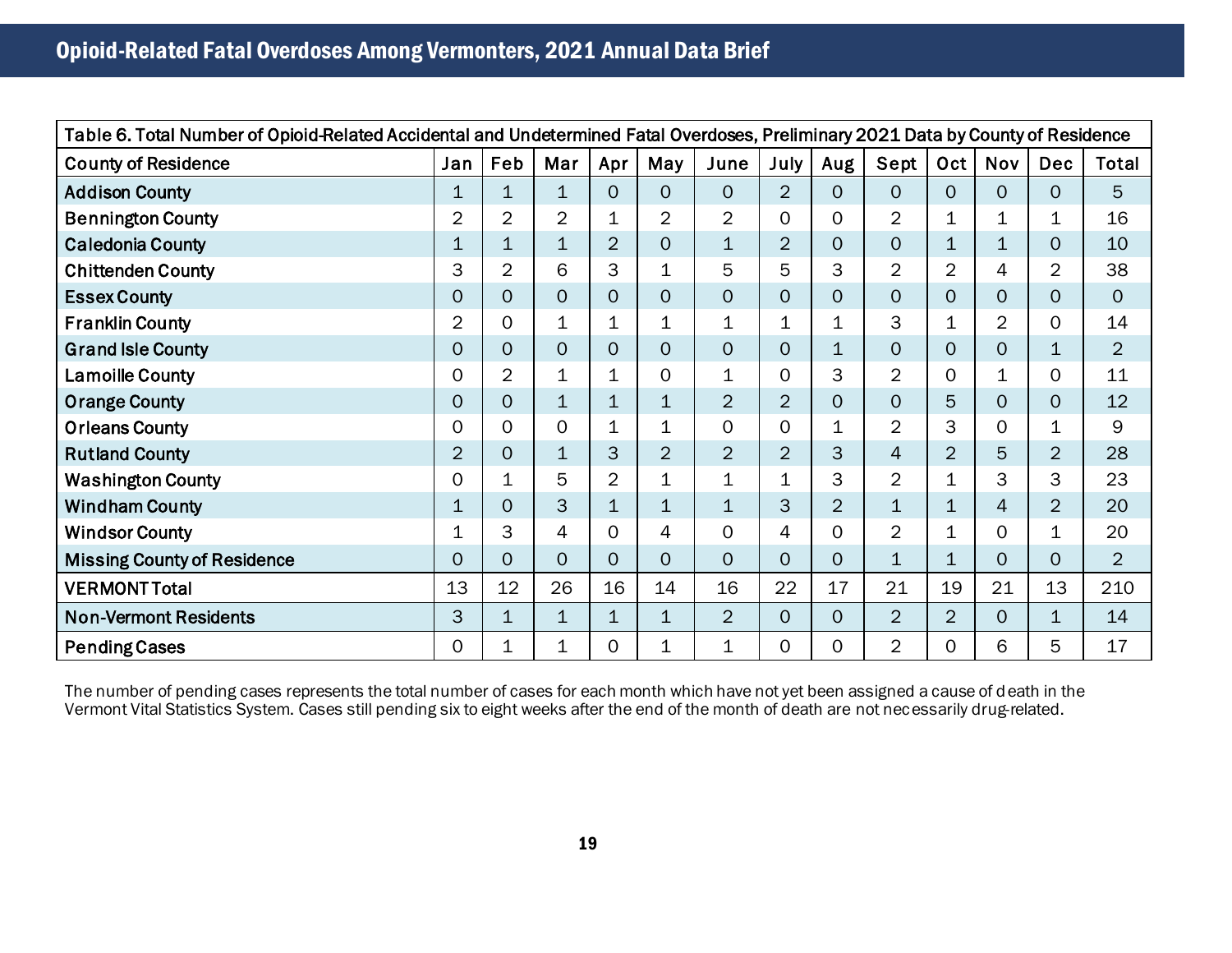Table 6. Total Number of Opioid-Related Accidental and Undetermined Fatal Overdoses, Preliminary 2021 Data by County of Residence

| County of Residence | Jan | Feb | Mar | Apr | May | June | July | Aug | Sept | Oct | Nov | Dec | Total |
|---|---|---|---|---|---|---|---|---|---|---|---|---|---|
| Addison County | 1 | 1 | 1 | 0 | 0 | 0 | 2 | 0 | 0 | 0 | 0 | 0 | 5 |
| Bennington County | 2 | 2 | 2 | 1 | 2 | 2 | 0 | 0 | 2 | 1 | 1 | 1 | 16 |
| Caledonia County | 1 | 1 | 1 | 2 | 0 | 1 | 2 | 0 | 0 | 1 | 1 | 0 | 10 |
| Chittenden County | 3 | 2 | 6 | 3 | 1 | 5 | 5 | 3 | 2 | 2 | 4 | 2 | 38 |
| Essex County | 0 | 0 | 0 | 0 | 0 | 0 | 0 | 0 | 0 | 0 | 0 | 0 | 0 |
| Franklin County | 2 | 0 | 1 | 1 | 1 | 1 | 1 | 1 | 3 | 1 | 2 | 0 | 14 |
| Grand Isle County | 0 | 0 | 0 | 0 | 0 | 0 | 0 | 1 | 0 | 0 | 0 | 1 | 2 |
| Lamoille County | 0 | 2 | 1 | 1 | 0 | 1 | 0 | 3 | 2 | 0 | 1 | 0 | 11 |
| Orange County | 0 | 0 | 1 | 1 | 1 | 2 | 2 | 0 | 0 | 5 | 0 | 0 | 12 |
| Orleans County | 0 | 0 | 0 | 1 | 1 | 0 | 0 | 1 | 2 | 3 | 0 | 1 | 9 |
| Rutland County | 2 | 0 | 1 | 3 | 2 | 2 | 2 | 3 | 4 | 2 | 5 | 2 | 28 |
| Washington County | 0 | 1 | 5 | 2 | 1 | 1 | 1 | 3 | 2 | 1 | 3 | 3 | 23 |
| Windham County | 1 | 0 | 3 | 1 | 1 | 1 | 3 | 2 | 1 | 1 | 4 | 2 | 20 |
| Windsor County | 1 | 3 | 4 | 0 | 4 | 0 | 4 | 0 | 2 | 1 | 0 | 1 | 20 |
| Missing County of Residence | 0 | 0 | 0 | 0 | 0 | 0 | 0 | 0 | 1 | 1 | 0 | 0 | 2 |
| VERMONT Total | 13 | 12 | 26 | 16 | 14 | 16 | 22 | 17 | 21 | 19 | 21 | 13 | 210 |
| Non-Vermont Residents | 3 | 1 | 1 | 1 | 1 | 2 | 0 | 0 | 2 | 2 | 0 | 1 | 14 |
| Pending Cases | 0 | 1 | 1 | 0 | 1 | 1 | 0 | 0 | 2 | 0 | 6 | 5 | 17 |

The number of pending cases represents the total number of cases for each month which have not yet been assigned a cause of death in the Vermont Vital Statistics System. Cases still pending six to eight weeks after the end of the month of death are not necessarily drug-related.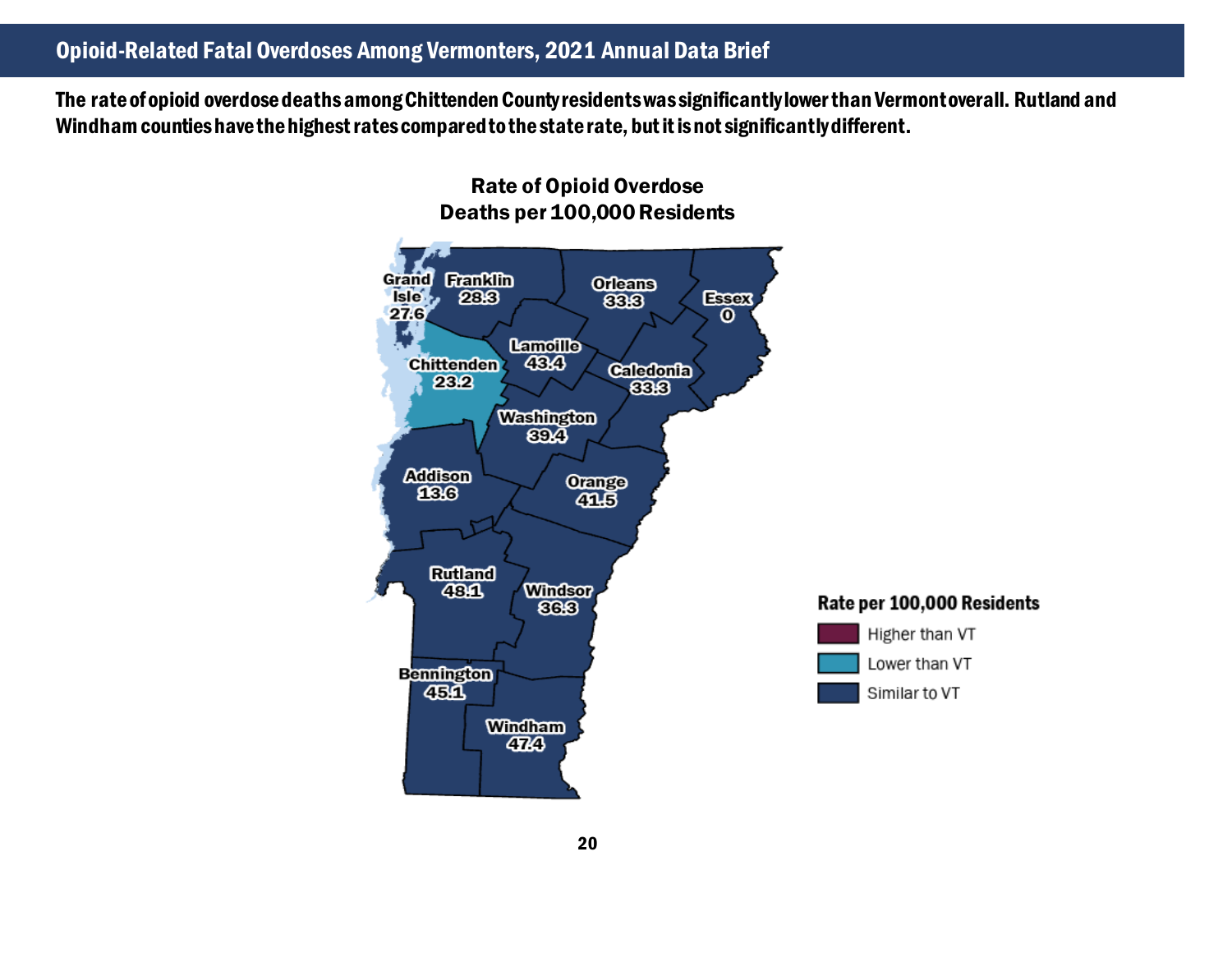## Opioid-Related Fatal Overdoses Among Vermonters, 2021 Annual Data Brief

**The rate of opioid overdose deaths among Chittenden County residents was significantly lower than Vermont overall. Rutland and Windham counties have the highest rates compared to the state rate, but it is not significantly different.**

**Rate of Opioid Overdose Deaths per 100,000 Residents**

| County | Rate per 100,000 Residents | Compared to VT |
|---|---|---|
| Grand Isle | 27.6 | Similar to VT |
| Franklin | 28.3 | Similar to VT |
| Orleans | 33.3 | Similar to VT |
| Essex | 0 | Similar to VT |
| Lamoille | 43.4 | Similar to VT |
| Chittenden | 23.2 | Lower than VT |
| Caledonia | 33.3 | Similar to VT |
| Washington | 39.4 | Similar to VT |
| Addison | 13.6 | Similar to VT |
| Orange | 41.5 | Similar to VT |
| Rutland | 48.1 | Similar to VT |
| Windsor | 36.3 | Similar to VT |
| Bennington | 45.1 | Similar to VT |
| Windham | 47.4 | Similar to VT |

**Rate per 100,000 Residents**

- Higher than VT
- Lower than VT
- Similar to VT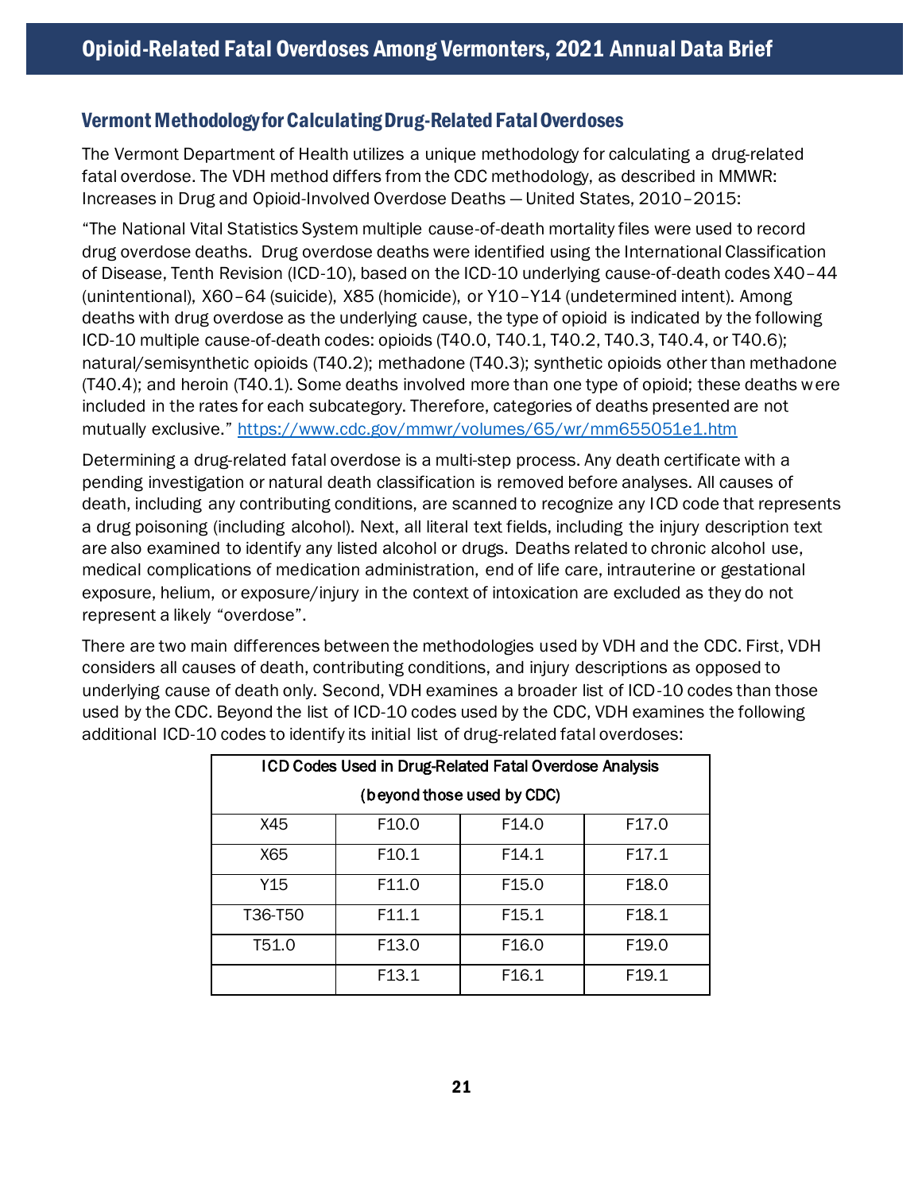## Vermont Methodology for Calculating Drug-Related Fatal Overdoses

The Vermont Department of Health utilizes a unique methodology for calculating a drug-related fatal overdose. The VDH method differs from the CDC methodology, as described in MMWR: Increases in Drug and Opioid-Involved Overdose Deaths — United States, 2010–2015:

"The National Vital Statistics System multiple cause-of-death mortality files were used to record drug overdose deaths. Drug overdose deaths were identified using the International Classification of Disease, Tenth Revision (ICD-10), based on the ICD-10 underlying cause-of-death codes X40–44 (unintentional), X60–64 (suicide), X85 (homicide), or Y10–Y14 (undetermined intent). Among deaths with drug overdose as the underlying cause, the type of opioid is indicated by the following ICD-10 multiple cause-of-death codes: opioids (T40.0, T40.1, T40.2, T40.3, T40.4, or T40.6); natural/semisynthetic opioids (T40.2); methadone (T40.3); synthetic opioids other than methadone (T40.4); and heroin (T40.1). Some deaths involved more than one type of opioid; these deaths were included in the rates for each subcategory. Therefore, categories of deaths presented are not mutually exclusive." https://www.cdc.gov/mmwr/volumes/65/wr/mm655051e1.htm

Determining a drug-related fatal overdose is a multi-step process. Any death certificate with a pending investigation or natural death classification is removed before analyses. All causes of death, including any contributing conditions, are scanned to recognize any ICD code that represents a drug poisoning (including alcohol). Next, all literal text fields, including the injury description text are also examined to identify any listed alcohol or drugs. Deaths related to chronic alcohol use, medical complications of medication administration, end of life care, intrauterine or gestational exposure, helium, or exposure/injury in the context of intoxication are excluded as they do not represent a likely "overdose".

There are two main differences between the methodologies used by VDH and the CDC. First, VDH considers all causes of death, contributing conditions, and injury descriptions as opposed to underlying cause of death only. Second, VDH examines a broader list of ICD-10 codes than those used by the CDC. Beyond the list of ICD-10 codes used by the CDC, VDH examines the following additional ICD-10 codes to identify its initial list of drug-related fatal overdoses:

| ICD Codes Used in Drug-Related Fatal Overdose Analysis (beyond those used by CDC) | | | |
|---|---|---|---|
| X45 | F10.0 | F14.0 | F17.0 |
| X65 | F10.1 | F14.1 | F17.1 |
| Y15 | F11.0 | F15.0 | F18.0 |
| T36-T50 | F11.1 | F15.1 | F18.1 |
| T51.0 | F13.0 | F16.0 | F19.0 |
| | F13.1 | F16.1 | F19.1 |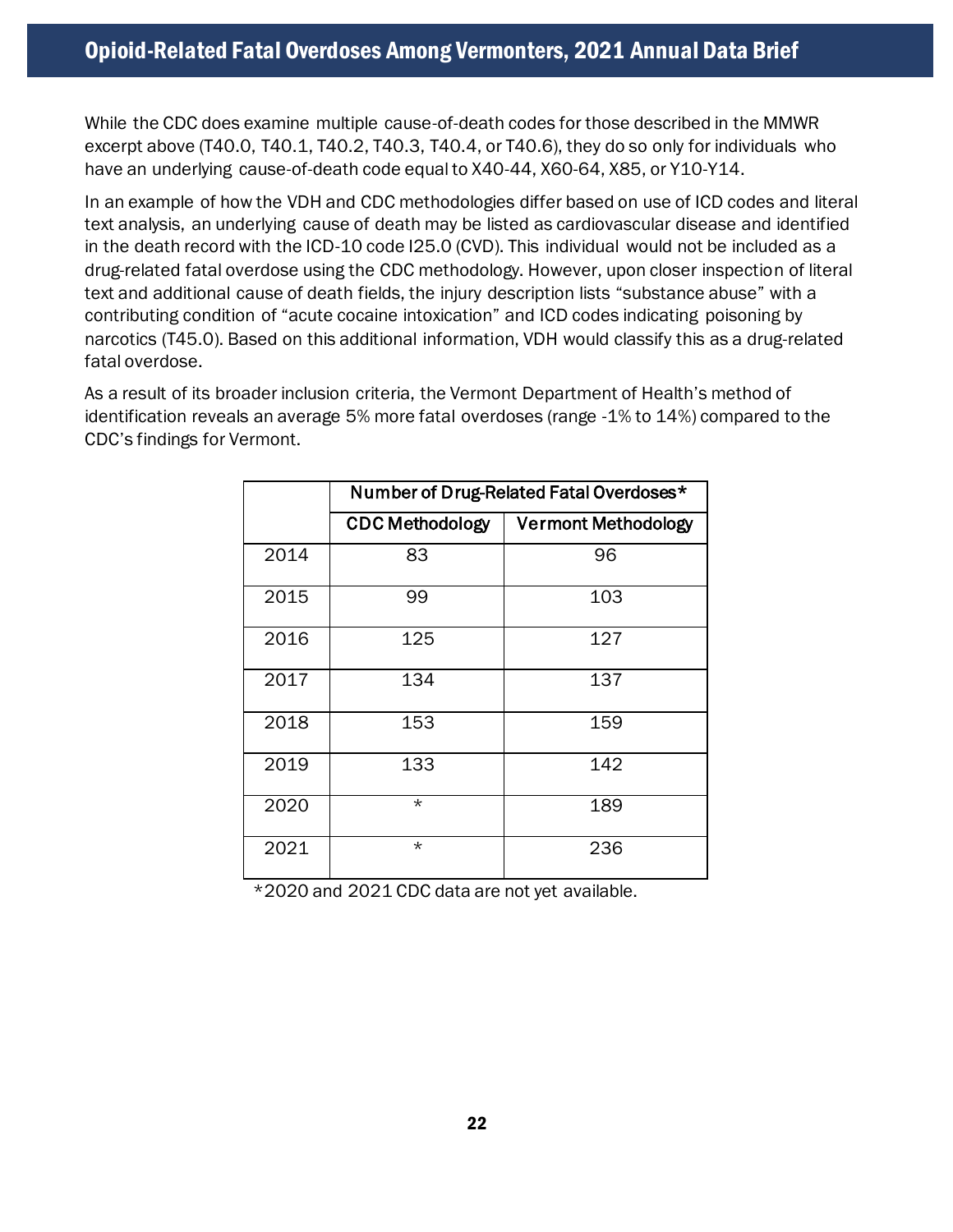While the CDC does examine multiple cause-of-death codes for those described in the MMWR excerpt above (T40.0, T40.1, T40.2, T40.3, T40.4, or T40.6), they do so only for individuals who have an underlying cause-of-death code equal to X40-44, X60-64, X85, or Y10-Y14.

In an example of how the VDH and CDC methodologies differ based on use of ICD codes and literal text analysis, an underlying cause of death may be listed as cardiovascular disease and identified in the death record with the ICD-10 code I25.0 (CVD). This individual would not be included as a drug-related fatal overdose using the CDC methodology. However, upon closer inspection of literal text and additional cause of death fields, the injury description lists “substance abuse” with a contributing condition of “acute cocaine intoxication” and ICD codes indicating poisoning by narcotics (T45.0). Based on this additional information, VDH would classify this as a drug-related fatal overdose.

As a result of its broader inclusion criteria, the Vermont Department of Health’s method of identification reveals an average 5% more fatal overdoses (range -1% to 14%) compared to the CDC’s findings for Vermont.

| | Number of Drug-Related Fatal Overdoses* | |
|---|---|---|
| | CDC Methodology | Vermont Methodology |
| 2014 | 83 | 96 |
| 2015 | 99 | 103 |
| 2016 | 125 | 127 |
| 2017 | 134 | 137 |
| 2018 | 153 | 159 |
| 2019 | 133 | 142 |
| 2020 | * | 189 |
| 2021 | * | 236 |

*2020 and 2021 CDC data are not yet available.